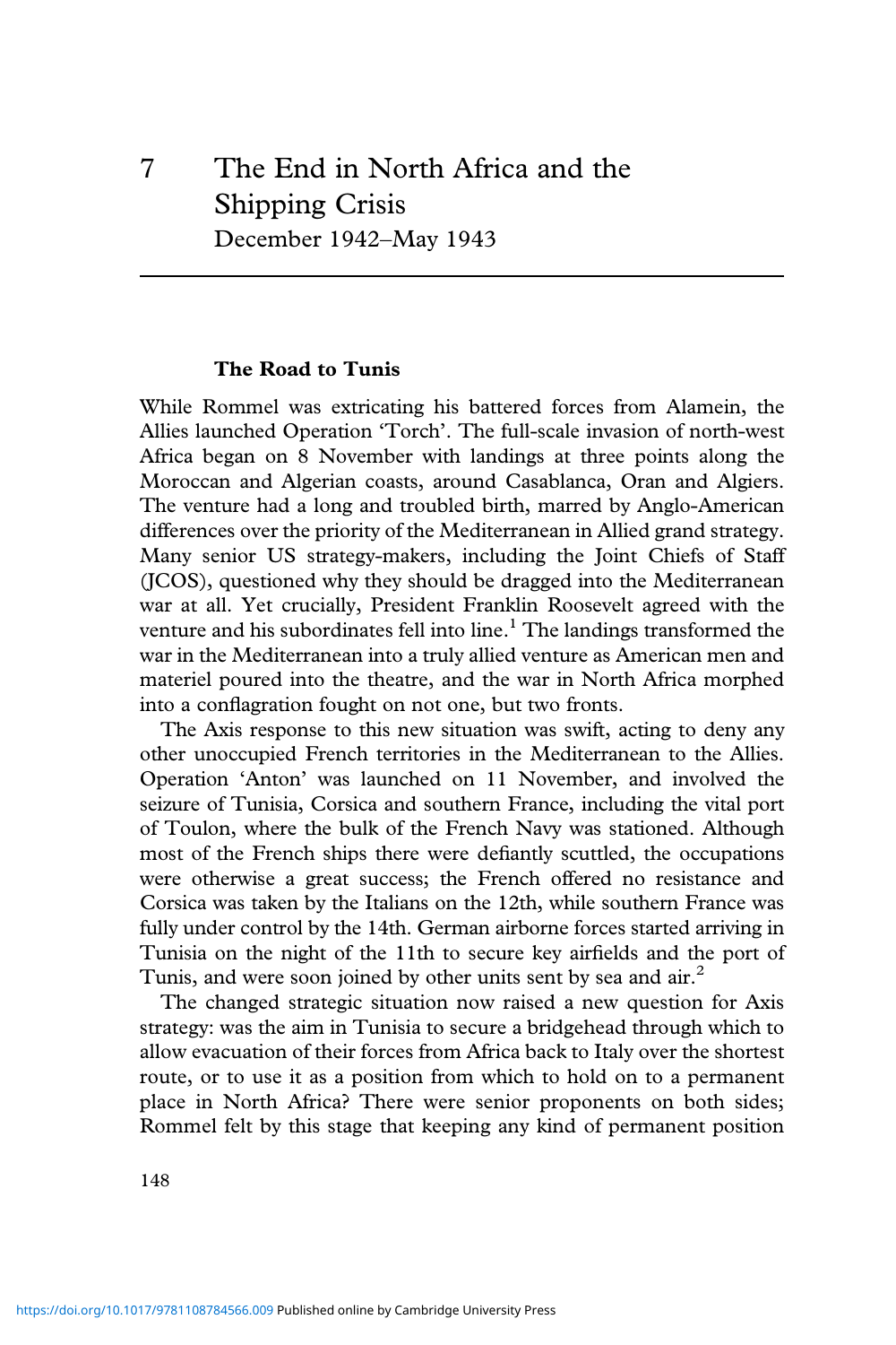# 7 The End in North Africa and the Shipping Crisis

December 1942–May 1943

## The Road to Tunis

While Rommel was extricating his battered forces from Alamein, the Allies launched Operation 'Torch'. The full-scale invasion of north-west Africa began on 8 November with landings at three points along the Moroccan and Algerian coasts, around Casablanca, Oran and Algiers. The venture had a long and troubled birth, marred by Anglo-American differences over the priority of the Mediterranean in Allied grand strategy. Many senior US strategy-makers, including the Joint Chiefs of Staff (JCOS), questioned why they should be dragged into the Mediterranean war at all. Yet crucially, President Franklin Roosevelt agreed with the venture and his subordinates fell into line.[1] The landings transformed the war in the Mediterranean into a truly allied venture as American men and materiel poured into the theatre, and the war in North Africa morphed into a conflagration fought on not one, but two fronts.

The Axis response to this new situation was swift, acting to deny any other unoccupied French territories in the Mediterranean to the Allies. Operation 'Anton' was launched on 11 November, and involved the seizure of Tunisia, Corsica and southern France, including the vital port of Toulon, where the bulk of the French Navy was stationed. Although most of the French ships there were defiantly scuttled, the occupations were otherwise a great success; the French offered no resistance and Corsica was taken by the Italians on the 12th, while southern France was fully under control by the 14th. German airborne forces started arriving in Tunisia on the night of the 11th to secure key airfields and the port of Tunis, and were soon joined by other units sent by sea and air.[2]

The changed strategic situation now raised a new question for Axis strategy: was the aim in Tunisia to secure a bridgehead through which to allow evacuation of their forces from Africa back to Italy over the shortest route, or to use it as a position from which to hold on to a permanent place in North Africa? There were senior proponents on both sides; Rommel felt by this stage that keeping any kind of permanent position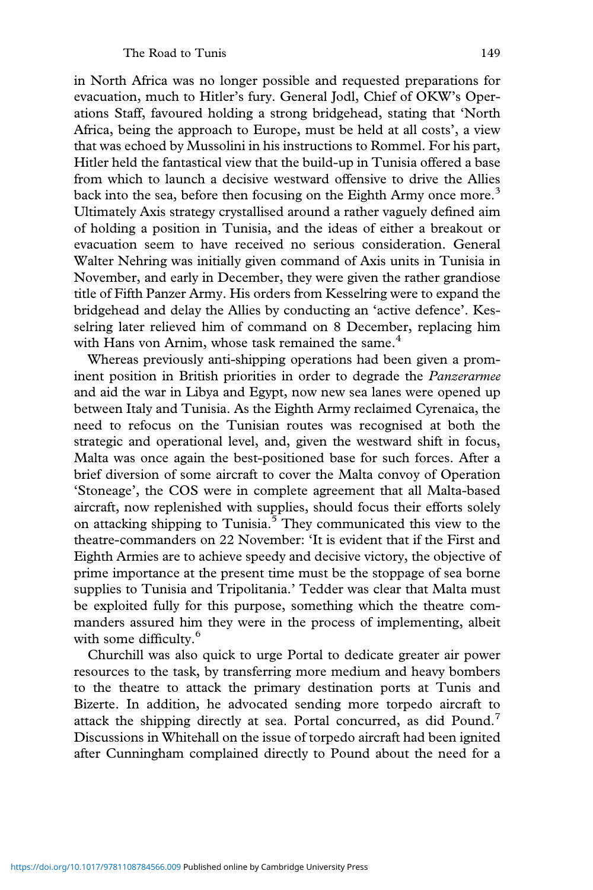in North Africa was no longer possible and requested preparations for evacuation, much to Hitler's fury. General Jodl, Chief of OKW's Operations Staff, favoured holding a strong bridgehead, stating that 'North Africa, being the approach to Europe, must be held at all costs', a view that was echoed by Mussolini in his instructions to Rommel. For his part, Hitler held the fantastical view that the build-up in Tunisia offered a base from which to launch a decisive westward offensive to drive the Allies back into the sea, before then focusing on the Eighth Army once more.[3] Ultimately Axis strategy crystallised around a rather vaguely defined aim of holding a position in Tunisia, and the ideas of either a breakout or evacuation seem to have received no serious consideration. General Walter Nehring was initially given command of Axis units in Tunisia in November, and early in December, they were given the rather grandiose title of Fifth Panzer Army. His orders from Kesselring were to expand the bridgehead and delay the Allies by conducting an 'active defence'. Kesselring later relieved him of command on 8 December, replacing him with Hans von Arnim, whose task remained the same.[4]

Whereas previously anti-shipping operations had been given a prominent position in British priorities in order to degrade the *Panzerarmee* and aid the war in Libya and Egypt, now new sea lanes were opened up between Italy and Tunisia. As the Eighth Army reclaimed Cyrenaica, the need to refocus on the Tunisian routes was recognised at both the strategic and operational level, and, given the westward shift in focus, Malta was once again the best-positioned base for such forces. After a brief diversion of some aircraft to cover the Malta convoy of Operation 'Stoneage', the COS were in complete agreement that all Malta-based aircraft, now replenished with supplies, should focus their efforts solely on attacking shipping to Tunisia.[5] They communicated this view to the theatre-commanders on 22 November: 'It is evident that if the First and Eighth Armies are to achieve speedy and decisive victory, the objective of prime importance at the present time must be the stoppage of sea borne supplies to Tunisia and Tripolitania.' Tedder was clear that Malta must be exploited fully for this purpose, something which the theatre commanders assured him they were in the process of implementing, albeit with some difficulty.[6]

Churchill was also quick to urge Portal to dedicate greater air power resources to the task, by transferring more medium and heavy bombers to the theatre to attack the primary destination ports at Tunis and Bizerte. In addition, he advocated sending more torpedo aircraft to attack the shipping directly at sea. Portal concurred, as did Pound.[7] Discussions in Whitehall on the issue of torpedo aircraft had been ignited after Cunningham complained directly to Pound about the need for a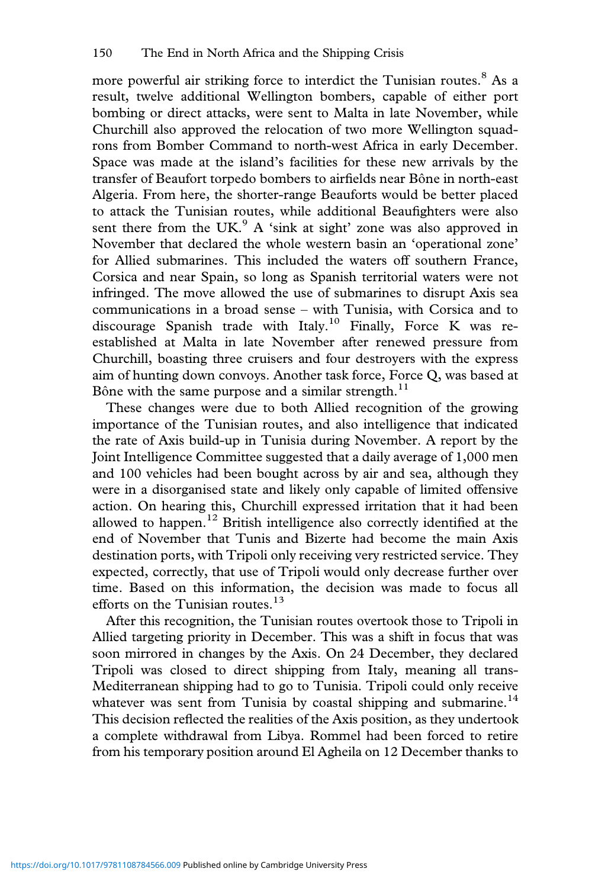more powerful air striking force to interdict the Tunisian routes.[8] As a result, twelve additional Wellington bombers, capable of either port bombing or direct attacks, were sent to Malta in late November, while Churchill also approved the relocation of two more Wellington squadrons from Bomber Command to north-west Africa in early December. Space was made at the island's facilities for these new arrivals by the transfer of Beaufort torpedo bombers to airfields near Bône in north-east Algeria. From here, the shorter-range Beauforts would be better placed to attack the Tunisian routes, while additional Beaufighters were also sent there from the UK.[9] A 'sink at sight' zone was also approved in November that declared the whole western basin an 'operational zone' for Allied submarines. This included the waters off southern France, Corsica and near Spain, so long as Spanish territorial waters were not infringed. The move allowed the use of submarines to disrupt Axis sea communications in a broad sense – with Tunisia, with Corsica and to discourage Spanish trade with Italy.[10] Finally, Force K was re-established at Malta in late November after renewed pressure from Churchill, boasting three cruisers and four destroyers with the express aim of hunting down convoys. Another task force, Force Q, was based at Bône with the same purpose and a similar strength.[11]

These changes were due to both Allied recognition of the growing importance of the Tunisian routes, and also intelligence that indicated the rate of Axis build-up in Tunisia during November. A report by the Joint Intelligence Committee suggested that a daily average of 1,000 men and 100 vehicles had been bought across by air and sea, although they were in a disorganised state and likely only capable of limited offensive action. On hearing this, Churchill expressed irritation that it had been allowed to happen.[12] British intelligence also correctly identified at the end of November that Tunis and Bizerte had become the main Axis destination ports, with Tripoli only receiving very restricted service. They expected, correctly, that use of Tripoli would only decrease further over time. Based on this information, the decision was made to focus all efforts on the Tunisian routes.[13]

After this recognition, the Tunisian routes overtook those to Tripoli in Allied targeting priority in December. This was a shift in focus that was soon mirrored in changes by the Axis. On 24 December, they declared Tripoli was closed to direct shipping from Italy, meaning all trans-Mediterranean shipping had to go to Tunisia. Tripoli could only receive whatever was sent from Tunisia by coastal shipping and submarine.[14] This decision reflected the realities of the Axis position, as they undertook a complete withdrawal from Libya. Rommel had been forced to retire from his temporary position around El Agheila on 12 December thanks to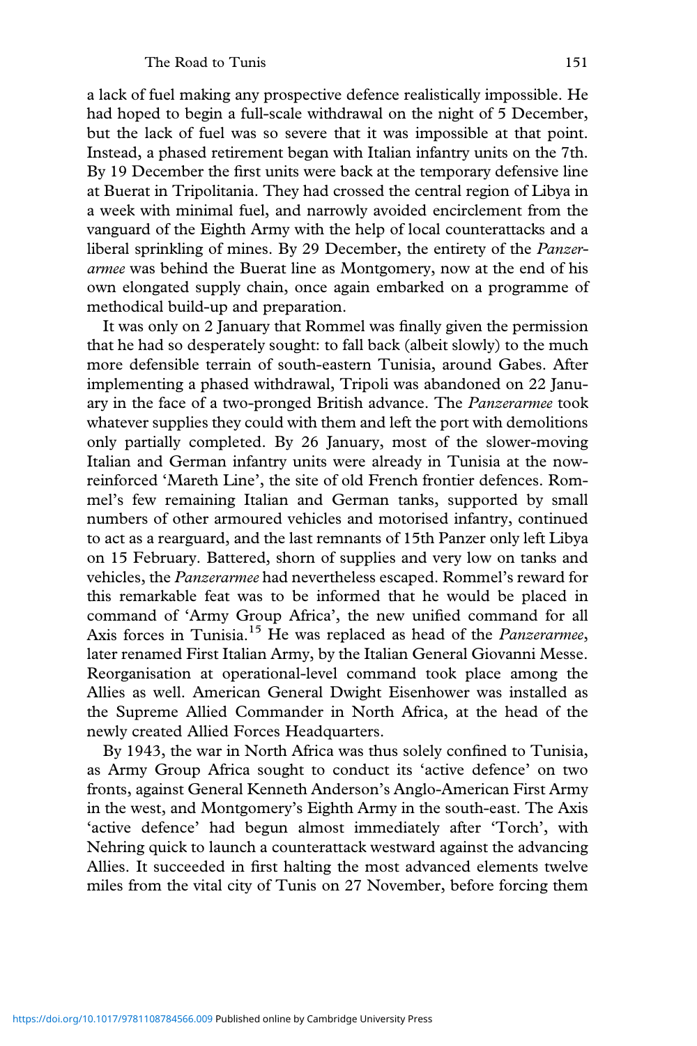a lack of fuel making any prospective defence realistically impossible. He had hoped to begin a full-scale withdrawal on the night of 5 December, but the lack of fuel was so severe that it was impossible at that point. Instead, a phased retirement began with Italian infantry units on the 7th. By 19 December the first units were back at the temporary defensive line at Buerat in Tripolitania. They had crossed the central region of Libya in a week with minimal fuel, and narrowly avoided encirclement from the vanguard of the Eighth Army with the help of local counterattacks and a liberal sprinkling of mines. By 29 December, the entirety of the *Panzerarmee* was behind the Buerat line as Montgomery, now at the end of his own elongated supply chain, once again embarked on a programme of methodical build-up and preparation.

It was only on 2 January that Rommel was finally given the permission that he had so desperately sought: to fall back (albeit slowly) to the much more defensible terrain of south-eastern Tunisia, around Gabes. After implementing a phased withdrawal, Tripoli was abandoned on 22 January in the face of a two-pronged British advance. The *Panzerarmee* took whatever supplies they could with them and left the port with demolitions only partially completed. By 26 January, most of the slower-moving Italian and German infantry units were already in Tunisia at the now-reinforced 'Mareth Line', the site of old French frontier defences. Rommel's few remaining Italian and German tanks, supported by small numbers of other armoured vehicles and motorised infantry, continued to act as a rearguard, and the last remnants of 15th Panzer only left Libya on 15 February. Battered, shorn of supplies and very low on tanks and vehicles, the *Panzerarmee* had nevertheless escaped. Rommel's reward for this remarkable feat was to be informed that he would be placed in command of 'Army Group Africa', the new unified command for all Axis forces in Tunisia.[15] He was replaced as head of the *Panzerarmee*, later renamed First Italian Army, by the Italian General Giovanni Messe. Reorganisation at operational-level command took place among the Allies as well. American General Dwight Eisenhower was installed as the Supreme Allied Commander in North Africa, at the head of the newly created Allied Forces Headquarters.

By 1943, the war in North Africa was thus solely confined to Tunisia, as Army Group Africa sought to conduct its 'active defence' on two fronts, against General Kenneth Anderson's Anglo-American First Army in the west, and Montgomery's Eighth Army in the south-east. The Axis 'active defence' had begun almost immediately after 'Torch', with Nehring quick to launch a counterattack westward against the advancing Allies. It succeeded in first halting the most advanced elements twelve miles from the vital city of Tunis on 27 November, before forcing them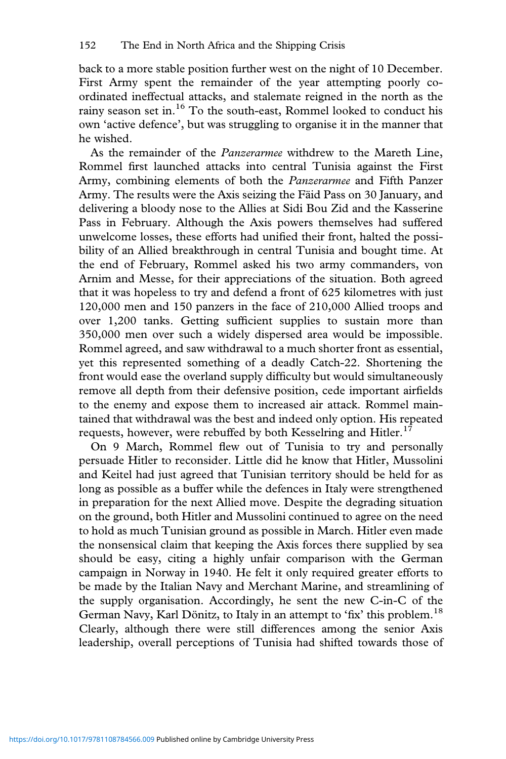back to a more stable position further west on the night of 10 December. First Army spent the remainder of the year attempting poorly co-ordinated ineffectual attacks, and stalemate reigned in the north as the rainy season set in.[16] To the south-east, Rommel looked to conduct his own 'active defence', but was struggling to organise it in the manner that he wished.

As the remainder of the *Panzerarmee* withdrew to the Mareth Line, Rommel first launched attacks into central Tunisia against the First Army, combining elements of both the *Panzerarmee* and Fifth Panzer Army. The results were the Axis seizing the Fäid Pass on 30 January, and delivering a bloody nose to the Allies at Sidi Bou Zid and the Kasserine Pass in February. Although the Axis powers themselves had suffered unwelcome losses, these efforts had unified their front, halted the possibility of an Allied breakthrough in central Tunisia and bought time. At the end of February, Rommel asked his two army commanders, von Arnim and Messe, for their appreciations of the situation. Both agreed that it was hopeless to try and defend a front of 625 kilometres with just 120,000 men and 150 panzers in the face of 210,000 Allied troops and over 1,200 tanks. Getting sufficient supplies to sustain more than 350,000 men over such a widely dispersed area would be impossible. Rommel agreed, and saw withdrawal to a much shorter front as essential, yet this represented something of a deadly Catch-22. Shortening the front would ease the overland supply difficulty but would simultaneously remove all depth from their defensive position, cede important airfields to the enemy and expose them to increased air attack. Rommel maintained that withdrawal was the best and indeed only option. His repeated requests, however, were rebuffed by both Kesselring and Hitler.[17]

On 9 March, Rommel flew out of Tunisia to try and personally persuade Hitler to reconsider. Little did he know that Hitler, Mussolini and Keitel had just agreed that Tunisian territory should be held for as long as possible as a buffer while the defences in Italy were strengthened in preparation for the next Allied move. Despite the degrading situation on the ground, both Hitler and Mussolini continued to agree on the need to hold as much Tunisian ground as possible in March. Hitler even made the nonsensical claim that keeping the Axis forces there supplied by sea should be easy, citing a highly unfair comparison with the German campaign in Norway in 1940. He felt it only required greater efforts to be made by the Italian Navy and Merchant Marine, and streamlining of the supply organisation. Accordingly, he sent the new C-in-C of the German Navy, Karl Dönitz, to Italy in an attempt to 'fix' this problem.[18] Clearly, although there were still differences among the senior Axis leadership, overall perceptions of Tunisia had shifted towards those of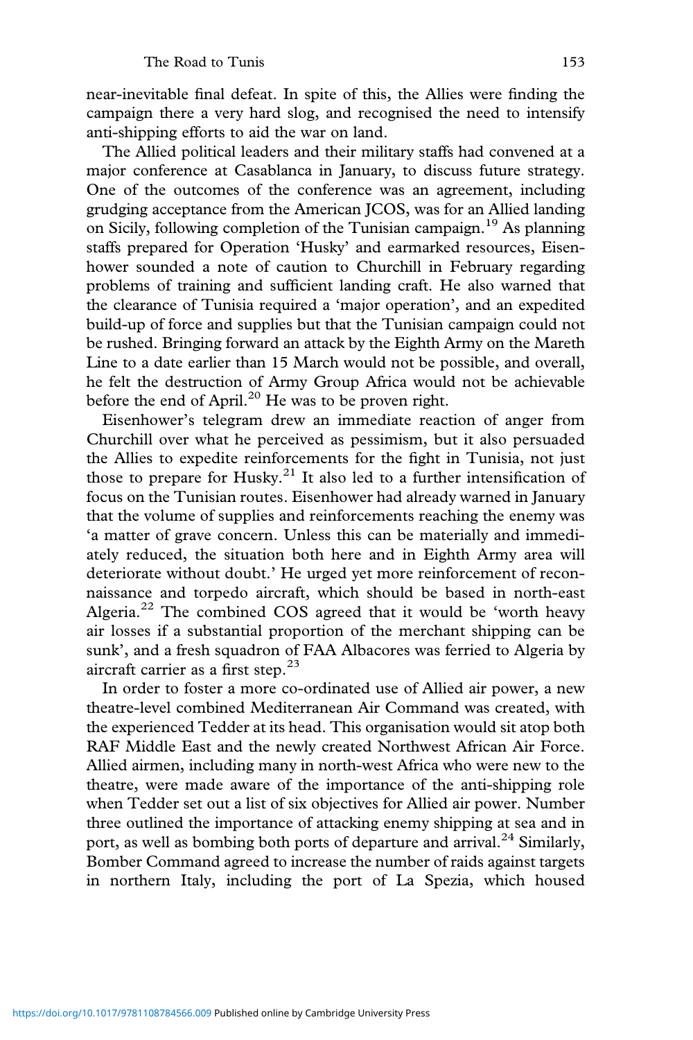near-inevitable final defeat. In spite of this, the Allies were finding the campaign there a very hard slog, and recognised the need to intensify anti-shipping efforts to aid the war on land.

The Allied political leaders and their military staffs had convened at a major conference at Casablanca in January, to discuss future strategy. One of the outcomes of the conference was an agreement, including grudging acceptance from the American JCOS, was for an Allied landing on Sicily, following completion of the Tunisian campaign.[19] As planning staffs prepared for Operation 'Husky' and earmarked resources, Eisenhower sounded a note of caution to Churchill in February regarding problems of training and sufficient landing craft. He also warned that the clearance of Tunisia required a 'major operation', and an expedited build-up of force and supplies but that the Tunisian campaign could not be rushed. Bringing forward an attack by the Eighth Army on the Mareth Line to a date earlier than 15 March would not be possible, and overall, he felt the destruction of Army Group Africa would not be achievable before the end of April.[20] He was to be proven right.

Eisenhower's telegram drew an immediate reaction of anger from Churchill over what he perceived as pessimism, but it also persuaded the Allies to expedite reinforcements for the fight in Tunisia, not just those to prepare for Husky.[21] It also led to a further intensification of focus on the Tunisian routes. Eisenhower had already warned in January that the volume of supplies and reinforcements reaching the enemy was 'a matter of grave concern. Unless this can be materially and immediately reduced, the situation both here and in Eighth Army area will deteriorate without doubt.' He urged yet more reinforcement of reconnaissance and torpedo aircraft, which should be based in north-east Algeria.[22] The combined COS agreed that it would be 'worth heavy air losses if a substantial proportion of the merchant shipping can be sunk', and a fresh squadron of FAA Albacores was ferried to Algeria by aircraft carrier as a first step.[23]

In order to foster a more co-ordinated use of Allied air power, a new theatre-level combined Mediterranean Air Command was created, with the experienced Tedder at its head. This organisation would sit atop both RAF Middle East and the newly created Northwest African Air Force. Allied airmen, including many in north-west Africa who were new to the theatre, were made aware of the importance of the anti-shipping role when Tedder set out a list of six objectives for Allied air power. Number three outlined the importance of attacking enemy shipping at sea and in port, as well as bombing both ports of departure and arrival.[24] Similarly, Bomber Command agreed to increase the number of raids against targets in northern Italy, including the port of La Spezia, which housed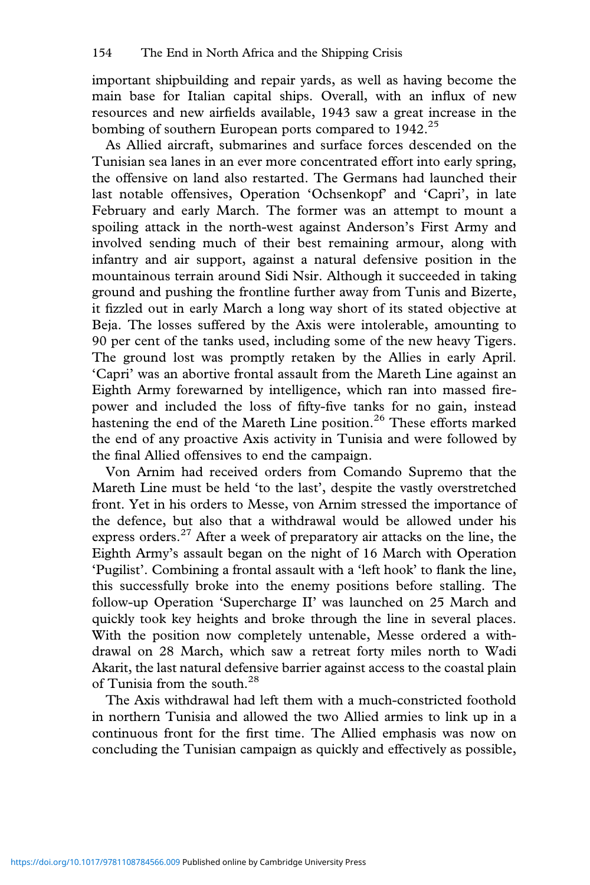important shipbuilding and repair yards, as well as having become the main base for Italian capital ships. Overall, with an influx of new resources and new airfields available, 1943 saw a great increase in the bombing of southern European ports compared to 1942.[25]

As Allied aircraft, submarines and surface forces descended on the Tunisian sea lanes in an ever more concentrated effort into early spring, the offensive on land also restarted. The Germans had launched their last notable offensives, Operation 'Ochsenkopf' and 'Capri', in late February and early March. The former was an attempt to mount a spoiling attack in the north-west against Anderson's First Army and involved sending much of their best remaining armour, along with infantry and air support, against a natural defensive position in the mountainous terrain around Sidi Nsir. Although it succeeded in taking ground and pushing the frontline further away from Tunis and Bizerte, it fizzled out in early March a long way short of its stated objective at Beja. The losses suffered by the Axis were intolerable, amounting to 90 per cent of the tanks used, including some of the new heavy Tigers. The ground lost was promptly retaken by the Allies in early April. 'Capri' was an abortive frontal assault from the Mareth Line against an Eighth Army forewarned by intelligence, which ran into massed firepower and included the loss of fifty-five tanks for no gain, instead hastening the end of the Mareth Line position.[26] These efforts marked the end of any proactive Axis activity in Tunisia and were followed by the final Allied offensives to end the campaign.

Von Arnim had received orders from Comando Supremo that the Mareth Line must be held 'to the last', despite the vastly overstretched front. Yet in his orders to Messe, von Arnim stressed the importance of the defence, but also that a withdrawal would be allowed under his express orders.[27] After a week of preparatory air attacks on the line, the Eighth Army's assault began on the night of 16 March with Operation 'Pugilist'. Combining a frontal assault with a 'left hook' to flank the line, this successfully broke into the enemy positions before stalling. The follow-up Operation 'Supercharge II' was launched on 25 March and quickly took key heights and broke through the line in several places. With the position now completely untenable, Messe ordered a withdrawal on 28 March, which saw a retreat forty miles north to Wadi Akarit, the last natural defensive barrier against access to the coastal plain of Tunisia from the south.[28]

The Axis withdrawal had left them with a much-constricted foothold in northern Tunisia and allowed the two Allied armies to link up in a continuous front for the first time. The Allied emphasis was now on concluding the Tunisian campaign as quickly and effectively as possible,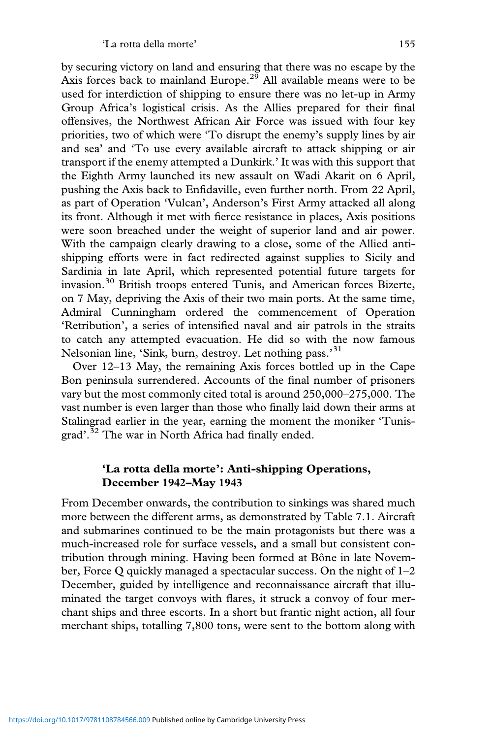by securing victory on land and ensuring that there was no escape by the Axis forces back to mainland Europe.[29] All available means were to be used for interdiction of shipping to ensure there was no let-up in Army Group Africa's logistical crisis. As the Allies prepared for their final offensives, the Northwest African Air Force was issued with four key priorities, two of which were 'To disrupt the enemy's supply lines by air and sea' and 'To use every available aircraft to attack shipping or air transport if the enemy attempted a Dunkirk.' It was with this support that the Eighth Army launched its new assault on Wadi Akarit on 6 April, pushing the Axis back to Enfidaville, even further north. From 22 April, as part of Operation 'Vulcan', Anderson's First Army attacked all along its front. Although it met with fierce resistance in places, Axis positions were soon breached under the weight of superior land and air power. With the campaign clearly drawing to a close, some of the Allied anti-shipping efforts were in fact redirected against supplies to Sicily and Sardinia in late April, which represented potential future targets for invasion.[30] British troops entered Tunis, and American forces Bizerte, on 7 May, depriving the Axis of their two main ports. At the same time, Admiral Cunningham ordered the commencement of Operation 'Retribution', a series of intensified naval and air patrols in the straits to catch any attempted evacuation. He did so with the now famous Nelsonian line, 'Sink, burn, destroy. Let nothing pass.'[31]

Over 12–13 May, the remaining Axis forces bottled up in the Cape Bon peninsula surrendered. Accounts of the final number of prisoners vary but the most commonly cited total is around 250,000–275,000. The vast number is even larger than those who finally laid down their arms at Stalingrad earlier in the year, earning the moment the moniker 'Tunisgrad'.[32] The war in North Africa had finally ended.

## 'La rotta della morte': Anti-shipping Operations, December 1942–May 1943

From December onwards, the contribution to sinkings was shared much more between the different arms, as demonstrated by Table 7.1. Aircraft and submarines continued to be the main protagonists but there was a much-increased role for surface vessels, and a small but consistent contribution through mining. Having been formed at Bône in late November, Force Q quickly managed a spectacular success. On the night of 1–2 December, guided by intelligence and reconnaissance aircraft that illuminated the target convoys with flares, it struck a convoy of four merchant ships and three escorts. In a short but frantic night action, all four merchant ships, totalling 7,800 tons, were sent to the bottom along with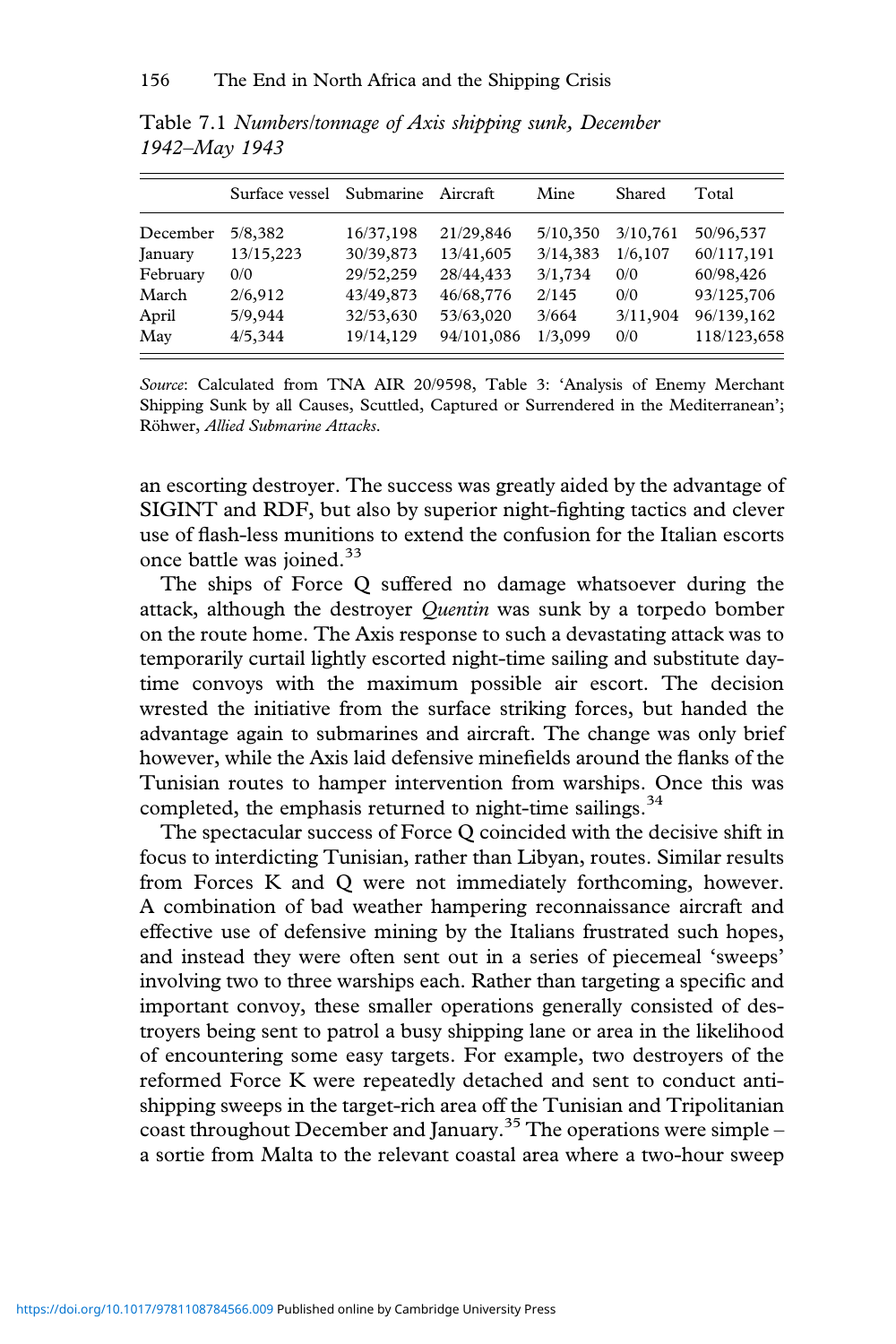Table 7.1 *Numbers/tonnage of Axis shipping sunk, December 1942–May 1943*

| | Surface vessel | Submarine | Aircraft | Mine | Shared | Total |
|---|---|---|---|---|---|---|
| December | 5/8,382 | 16/37,198 | 21/29,846 | 5/10,350 | 3/10,761 | 50/96,537 |
| January | 13/15,223 | 30/39,873 | 13/41,605 | 3/14,383 | 1/6,107 | 60/117,191 |
| February | 0/0 | 29/52,259 | 28/44,433 | 3/1,734 | 0/0 | 60/98,426 |
| March | 2/6,912 | 43/49,873 | 46/68,776 | 2/145 | 0/0 | 93/125,706 |
| April | 5/9,944 | 32/53,630 | 53/63,020 | 3/664 | 3/11,904 | 96/139,162 |
| May | 4/5,344 | 19/14,129 | 94/101,086 | 1/3,099 | 0/0 | 118/123,658 |

*Source*: Calculated from TNA AIR 20/9598, Table 3: 'Analysis of Enemy Merchant Shipping Sunk by all Causes, Scuttled, Captured or Surrendered in the Mediterranean'; Röhwer, *Allied Submarine Attacks*.

an escorting destroyer. The success was greatly aided by the advantage of SIGINT and RDF, but also by superior night-fighting tactics and clever use of flash-less munitions to extend the confusion for the Italian escorts once battle was joined.[33]

The ships of Force Q suffered no damage whatsoever during the attack, although the destroyer *Quentin* was sunk by a torpedo bomber on the route home. The Axis response to such a devastating attack was to temporarily curtail lightly escorted night-time sailing and substitute day-time convoys with the maximum possible air escort. The decision wrested the initiative from the surface striking forces, but handed the advantage again to submarines and aircraft. The change was only brief however, while the Axis laid defensive minefields around the flanks of the Tunisian routes to hamper intervention from warships. Once this was completed, the emphasis returned to night-time sailings.[34]

The spectacular success of Force Q coincided with the decisive shift in focus to interdicting Tunisian, rather than Libyan, routes. Similar results from Forces K and Q were not immediately forthcoming, however. A combination of bad weather hampering reconnaissance aircraft and effective use of defensive mining by the Italians frustrated such hopes, and instead they were often sent out in a series of piecemeal 'sweeps' involving two to three warships each. Rather than targeting a specific and important convoy, these smaller operations generally consisted of destroyers being sent to patrol a busy shipping lane or area in the likelihood of encountering some easy targets. For example, two destroyers of the reformed Force K were repeatedly detached and sent to conduct anti-shipping sweeps in the target-rich area off the Tunisian and Tripolitanian coast throughout December and January.[35] The operations were simple – a sortie from Malta to the relevant coastal area where a two-hour sweep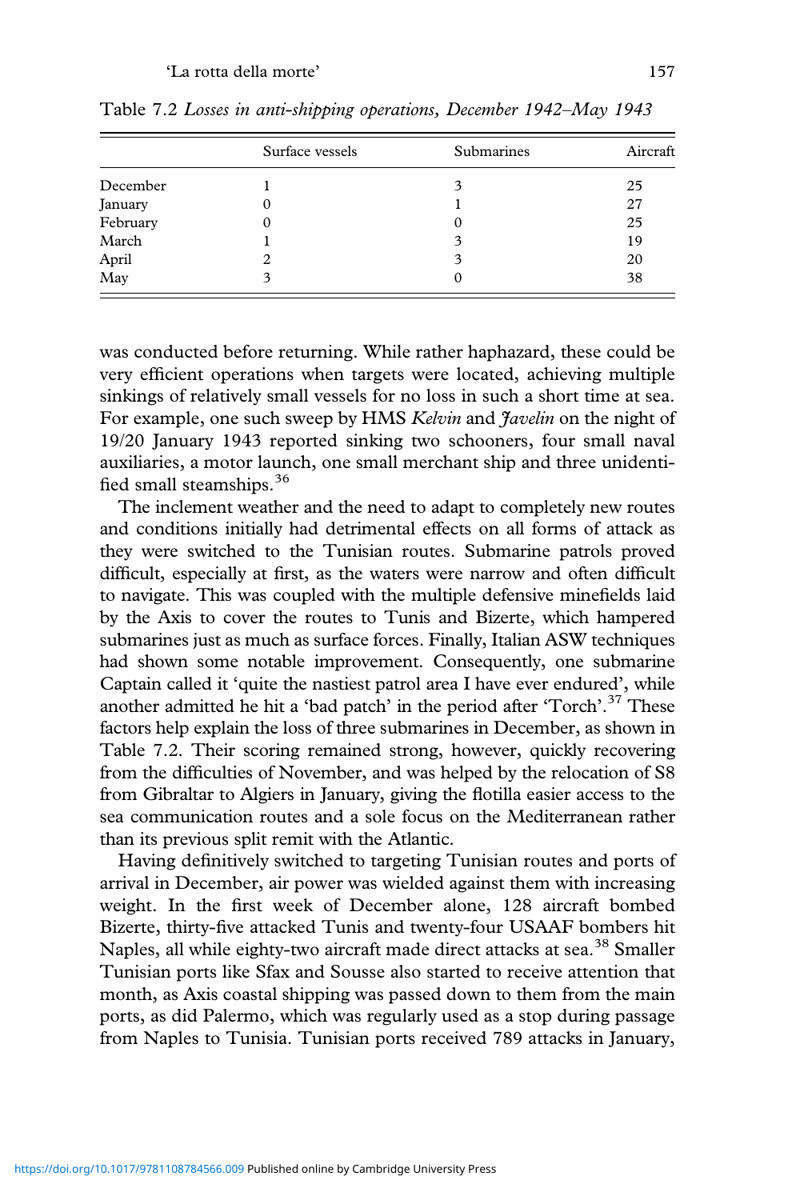Table 7.2 *Losses in anti-shipping operations, December 1942–May 1943*

| | Surface vessels | Submarines | Aircraft |
|---|---|---|---|
| December | 1 | 3 | 25 |
| January | 0 | 1 | 27 |
| February | 0 | 0 | 25 |
| March | 1 | 3 | 19 |
| April | 2 | 3 | 20 |
| May | 3 | 0 | 38 |

was conducted before returning. While rather haphazard, these could be very efficient operations when targets were located, achieving multiple sinkings of relatively small vessels for no loss in such a short time at sea. For example, one such sweep by HMS *Kelvin* and *Javelin* on the night of 19/20 January 1943 reported sinking two schooners, four small naval auxiliaries, a motor launch, one small merchant ship and three unidentified small steamships.[36]

The inclement weather and the need to adapt to completely new routes and conditions initially had detrimental effects on all forms of attack as they were switched to the Tunisian routes. Submarine patrols proved difficult, especially at first, as the waters were narrow and often difficult to navigate. This was coupled with the multiple defensive minefields laid by the Axis to cover the routes to Tunis and Bizerte, which hampered submarines just as much as surface forces. Finally, Italian ASW techniques had shown some notable improvement. Consequently, one submarine Captain called it 'quite the nastiest patrol area I have ever endured', while another admitted he hit a 'bad patch' in the period after 'Torch'.[37] These factors help explain the loss of three submarines in December, as shown in Table 7.2. Their scoring remained strong, however, quickly recovering from the difficulties of November, and was helped by the relocation of S8 from Gibraltar to Algiers in January, giving the flotilla easier access to the sea communication routes and a sole focus on the Mediterranean rather than its previous split remit with the Atlantic.

Having definitively switched to targeting Tunisian routes and ports of arrival in December, air power was wielded against them with increasing weight. In the first week of December alone, 128 aircraft bombed Bizerte, thirty-five attacked Tunis and twenty-four USAAF bombers hit Naples, all while eighty-two aircraft made direct attacks at sea.[38] Smaller Tunisian ports like Sfax and Sousse also started to receive attention that month, as Axis coastal shipping was passed down to them from the main ports, as did Palermo, which was regularly used as a stop during passage from Naples to Tunisia. Tunisian ports received 789 attacks in January,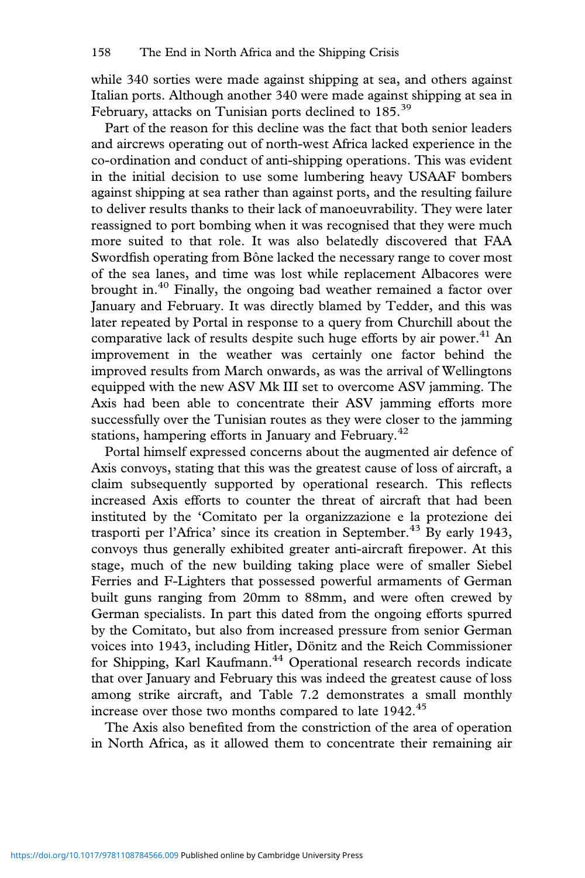while 340 sorties were made against shipping at sea, and others against Italian ports. Although another 340 were made against shipping at sea in February, attacks on Tunisian ports declined to 185.[39]

Part of the reason for this decline was the fact that both senior leaders and aircrews operating out of north-west Africa lacked experience in the co-ordination and conduct of anti-shipping operations. This was evident in the initial decision to use some lumbering heavy USAAF bombers against shipping at sea rather than against ports, and the resulting failure to deliver results thanks to their lack of manoeuvrability. They were later reassigned to port bombing when it was recognised that they were much more suited to that role. It was also belatedly discovered that FAA Swordfish operating from Bône lacked the necessary range to cover most of the sea lanes, and time was lost while replacement Albacores were brought in.[40] Finally, the ongoing bad weather remained a factor over January and February. It was directly blamed by Tedder, and this was later repeated by Portal in response to a query from Churchill about the comparative lack of results despite such huge efforts by air power.[41] An improvement in the weather was certainly one factor behind the improved results from March onwards, as was the arrival of Wellingtons equipped with the new ASV Mk III set to overcome ASV jamming. The Axis had been able to concentrate their ASV jamming efforts more successfully over the Tunisian routes as they were closer to the jamming stations, hampering efforts in January and February.[42]

Portal himself expressed concerns about the augmented air defence of Axis convoys, stating that this was the greatest cause of loss of aircraft, a claim subsequently supported by operational research. This reflects increased Axis efforts to counter the threat of aircraft that had been instituted by the 'Comitato per la organizzazione e la protezione dei trasporti per l'Africa' since its creation in September.[43] By early 1943, convoys thus generally exhibited greater anti-aircraft firepower. At this stage, much of the new building taking place were of smaller Siebel Ferries and F-Lighters that possessed powerful armaments of German built guns ranging from 20mm to 88mm, and were often crewed by German specialists. In part this dated from the ongoing efforts spurred by the Comitato, but also from increased pressure from senior German voices into 1943, including Hitler, Dönitz and the Reich Commissioner for Shipping, Karl Kaufmann.[44] Operational research records indicate that over January and February this was indeed the greatest cause of loss among strike aircraft, and Table 7.2 demonstrates a small monthly increase over those two months compared to late 1942.[45]

The Axis also benefited from the constriction of the area of operation in North Africa, as it allowed them to concentrate their remaining air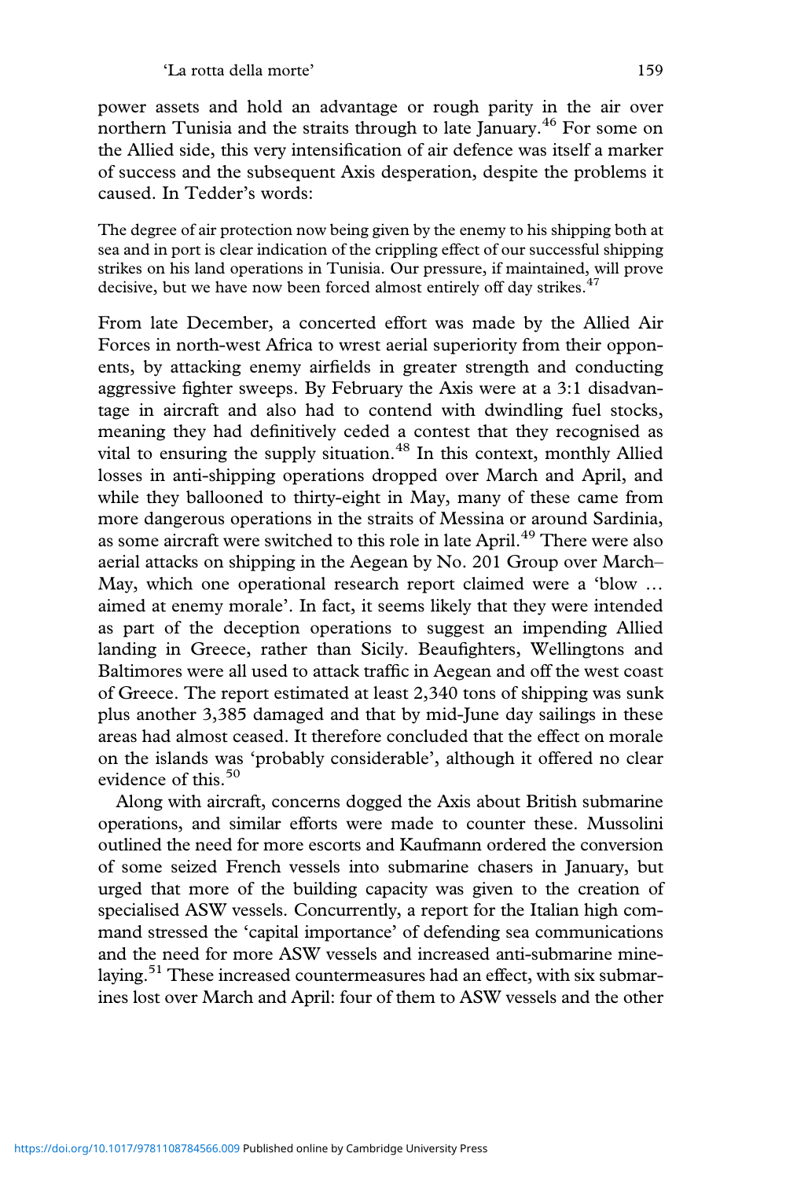power assets and hold an advantage or rough parity in the air over northern Tunisia and the straits through to late January.[46] For some on the Allied side, this very intensification of air defence was itself a marker of success and the subsequent Axis desperation, despite the problems it caused. In Tedder's words:

> The degree of air protection now being given by the enemy to his shipping both at sea and in port is clear indication of the crippling effect of our successful shipping strikes on his land operations in Tunisia. Our pressure, if maintained, will prove decisive, but we have now been forced almost entirely off day strikes.[47]

From late December, a concerted effort was made by the Allied Air Forces in north-west Africa to wrest aerial superiority from their opponents, by attacking enemy airfields in greater strength and conducting aggressive fighter sweeps. By February the Axis were at a 3:1 disadvantage in aircraft and also had to contend with dwindling fuel stocks, meaning they had definitively ceded a contest that they recognised as vital to ensuring the supply situation.[48] In this context, monthly Allied losses in anti-shipping operations dropped over March and April, and while they ballooned to thirty-eight in May, many of these came from more dangerous operations in the straits of Messina or around Sardinia, as some aircraft were switched to this role in late April.[49] There were also aerial attacks on shipping in the Aegean by No. 201 Group over March–May, which one operational research report claimed were a 'blow … aimed at enemy morale'. In fact, it seems likely that they were intended as part of the deception operations to suggest an impending Allied landing in Greece, rather than Sicily. Beaufighters, Wellingtons and Baltimores were all used to attack traffic in Aegean and off the west coast of Greece. The report estimated at least 2,340 tons of shipping was sunk plus another 3,385 damaged and that by mid-June day sailings in these areas had almost ceased. It therefore concluded that the effect on morale on the islands was 'probably considerable', although it offered no clear evidence of this.[50]

Along with aircraft, concerns dogged the Axis about British submarine operations, and similar efforts were made to counter these. Mussolini outlined the need for more escorts and Kaufmann ordered the conversion of some seized French vessels into submarine chasers in January, but urged that more of the building capacity was given to the creation of specialised ASW vessels. Concurrently, a report for the Italian high command stressed the 'capital importance' of defending sea communications and the need for more ASW vessels and increased anti-submarine minelaying.[51] These increased countermeasures had an effect, with six submarines lost over March and April: four of them to ASW vessels and the other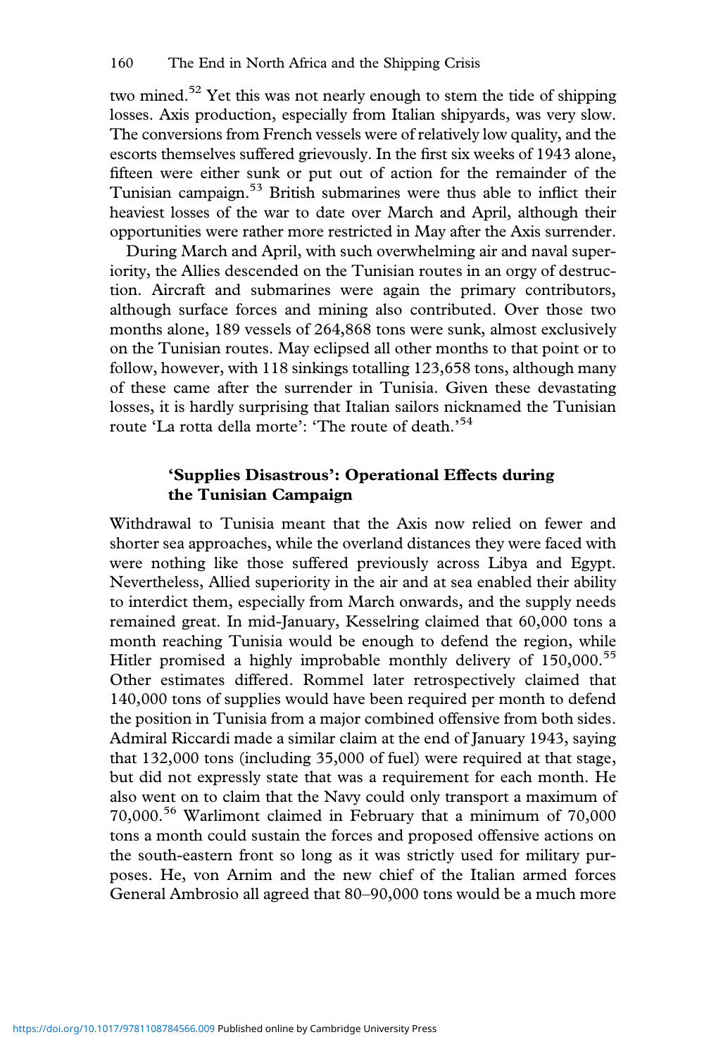two mined.[52] Yet this was not nearly enough to stem the tide of shipping losses. Axis production, especially from Italian shipyards, was very slow. The conversions from French vessels were of relatively low quality, and the escorts themselves suffered grievously. In the first six weeks of 1943 alone, fifteen were either sunk or put out of action for the remainder of the Tunisian campaign.[53] British submarines were thus able to inflict their heaviest losses of the war to date over March and April, although their opportunities were rather more restricted in May after the Axis surrender.

During March and April, with such overwhelming air and naval superiority, the Allies descended on the Tunisian routes in an orgy of destruction. Aircraft and submarines were again the primary contributors, although surface forces and mining also contributed. Over those two months alone, 189 vessels of 264,868 tons were sunk, almost exclusively on the Tunisian routes. May eclipsed all other months to that point or to follow, however, with 118 sinkings totalling 123,658 tons, although many of these came after the surrender in Tunisia. Given these devastating losses, it is hardly surprising that Italian sailors nicknamed the Tunisian route 'La rotta della morte': 'The route of death.'[54]

## 'Supplies Disastrous': Operational Effects during the Tunisian Campaign

Withdrawal to Tunisia meant that the Axis now relied on fewer and shorter sea approaches, while the overland distances they were faced with were nothing like those suffered previously across Libya and Egypt. Nevertheless, Allied superiority in the air and at sea enabled their ability to interdict them, especially from March onwards, and the supply needs remained great. In mid-January, Kesselring claimed that 60,000 tons a month reaching Tunisia would be enough to defend the region, while Hitler promised a highly improbable monthly delivery of 150,000.[55] Other estimates differed. Rommel later retrospectively claimed that 140,000 tons of supplies would have been required per month to defend the position in Tunisia from a major combined offensive from both sides. Admiral Riccardi made a similar claim at the end of January 1943, saying that 132,000 tons (including 35,000 of fuel) were required at that stage, but did not expressly state that was a requirement for each month. He also went on to claim that the Navy could only transport a maximum of 70,000.[56] Warlimont claimed in February that a minimum of 70,000 tons a month could sustain the forces and proposed offensive actions on the south-eastern front so long as it was strictly used for military purposes. He, von Arnim and the new chief of the Italian armed forces General Ambrosio all agreed that 80–90,000 tons would be a much more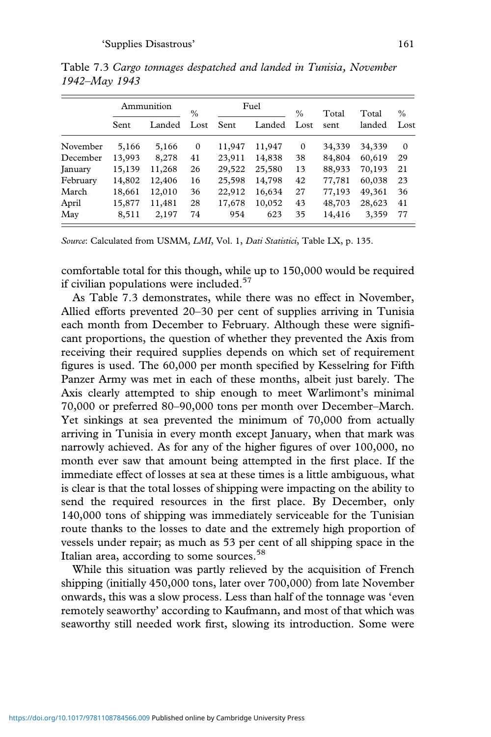Table 7.3 *Cargo tonnages despatched and landed in Tunisia, November 1942–May 1943*

| | Ammunition | | % | Fuel | | % | Total | Total | % |
|---|---|---|---|---|---|---|---|---|---|
| | Sent | Landed | Lost | Sent | Landed | Lost | sent | landed | Lost |
| November | 5,166 | 5,166 | 0 | 11,947 | 11,947 | 0 | 34,339 | 34,339 | 0 |
| December | 13,993 | 8,278 | 41 | 23,911 | 14,838 | 38 | 84,804 | 60,619 | 29 |
| January | 15,139 | 11,268 | 26 | 29,522 | 25,580 | 13 | 88,933 | 70,193 | 21 |
| February | 14,802 | 12,406 | 16 | 25,598 | 14,798 | 42 | 77,781 | 60,038 | 23 |
| March | 18,661 | 12,010 | 36 | 22,912 | 16,634 | 27 | 77,193 | 49,361 | 36 |
| April | 15,877 | 11,481 | 28 | 17,678 | 10,052 | 43 | 48,703 | 28,623 | 41 |
| May | 8,511 | 2,197 | 74 | 954 | 623 | 35 | 14,416 | 3,359 | 77 |

*Source*: Calculated from USMM, *LMI*, Vol. 1, *Dati Statistici*, Table LX, p. 135.

comfortable total for this though, while up to 150,000 would be required if civilian populations were included.[57]

As Table 7.3 demonstrates, while there was no effect in November, Allied efforts prevented 20–30 per cent of supplies arriving in Tunisia each month from December to February. Although these were significant proportions, the question of whether they prevented the Axis from receiving their required supplies depends on which set of requirement figures is used. The 60,000 per month specified by Kesselring for Fifth Panzer Army was met in each of these months, albeit just barely. The Axis clearly attempted to ship enough to meet Warlimont's minimal 70,000 or preferred 80–90,000 tons per month over December–March. Yet sinkings at sea prevented the minimum of 70,000 from actually arriving in Tunisia in every month except January, when that mark was narrowly achieved. As for any of the higher figures of over 100,000, no month ever saw that amount being attempted in the first place. If the immediate effect of losses at sea at these times is a little ambiguous, what is clear is that the total losses of shipping were impacting on the ability to send the required resources in the first place. By December, only 140,000 tons of shipping was immediately serviceable for the Tunisian route thanks to the losses to date and the extremely high proportion of vessels under repair; as much as 53 per cent of all shipping space in the Italian area, according to some sources.[58]

While this situation was partly relieved by the acquisition of French shipping (initially 450,000 tons, later over 700,000) from late November onwards, this was a slow process. Less than half of the tonnage was 'even remotely seaworthy' according to Kaufmann, and most of that which was seaworthy still needed work first, slowing its introduction. Some were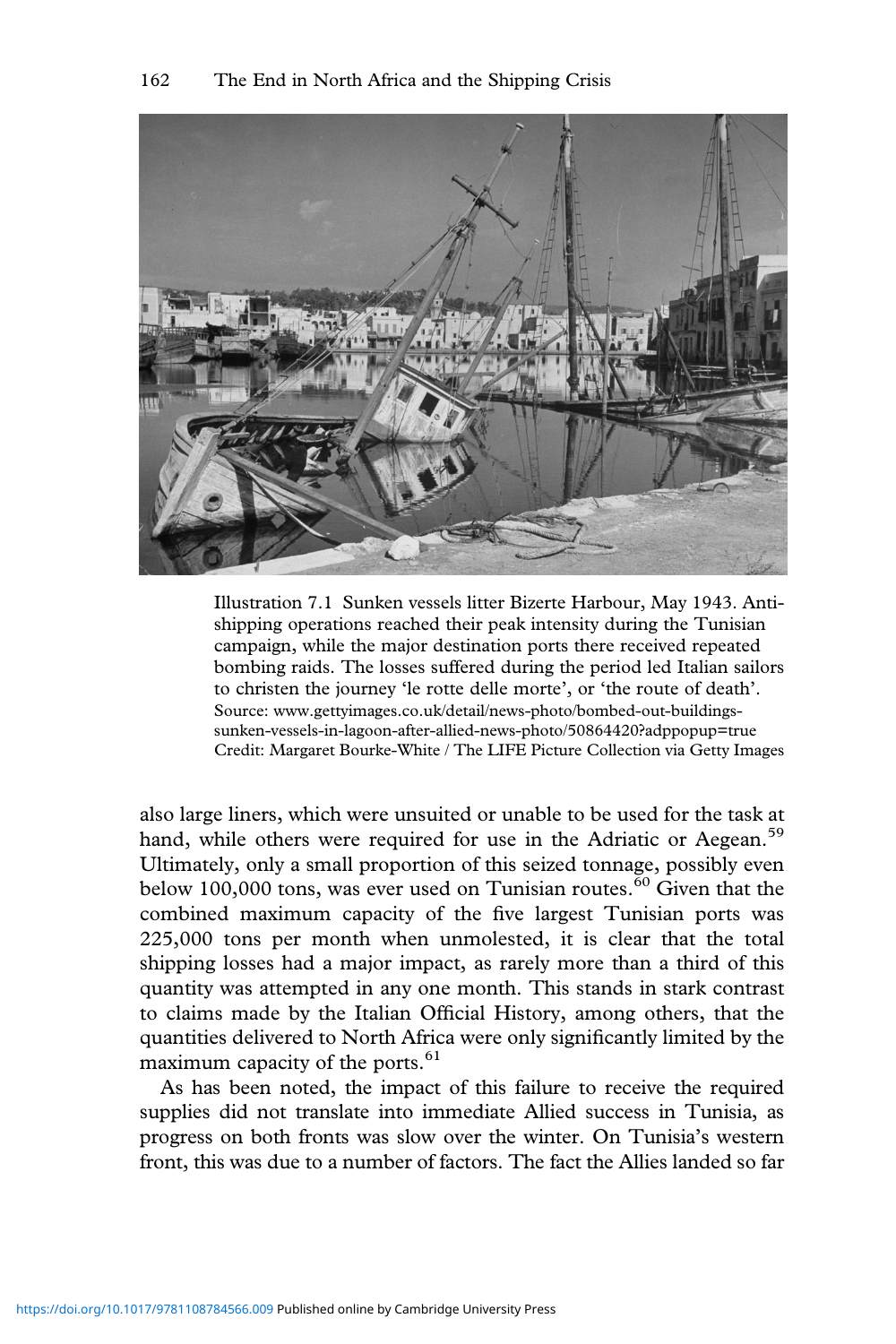Illustration 7.1 Sunken vessels litter Bizerte Harbour, May 1943. Anti-shipping operations reached their peak intensity during the Tunisian campaign, while the major destination ports there received repeated bombing raids. The losses suffered during the period led Italian sailors to christen the journey 'le rotte delle morte', or 'the route of death'.
Source: www.gettyimages.co.uk/detail/news-photo/bombed-out-buildings-sunken-vessels-in-lagoon-after-allied-news-photo/50864420?adppopup=true
Credit: Margaret Bourke-White / The LIFE Picture Collection via Getty Images

also large liners, which were unsuited or unable to be used for the task at hand, while others were required for use in the Adriatic or Aegean.[59] Ultimately, only a small proportion of this seized tonnage, possibly even below 100,000 tons, was ever used on Tunisian routes.[60] Given that the combined maximum capacity of the five largest Tunisian ports was 225,000 tons per month when unmolested, it is clear that the total shipping losses had a major impact, as rarely more than a third of this quantity was attempted in any one month. This stands in stark contrast to claims made by the Italian Official History, among others, that the quantities delivered to North Africa were only significantly limited by the maximum capacity of the ports.[61]

As has been noted, the impact of this failure to receive the required supplies did not translate into immediate Allied success in Tunisia, as progress on both fronts was slow over the winter. On Tunisia's western front, this was due to a number of factors. The fact the Allies landed so far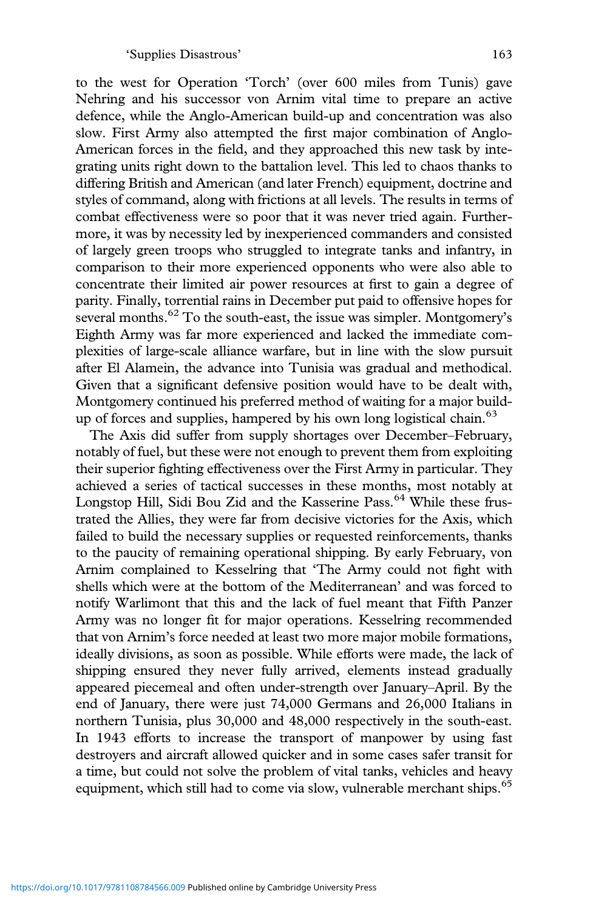to the west for Operation 'Torch' (over 600 miles from Tunis) gave Nehring and his successor von Arnim vital time to prepare an active defence, while the Anglo-American build-up and concentration was also slow. First Army also attempted the first major combination of Anglo-American forces in the field, and they approached this new task by integrating units right down to the battalion level. This led to chaos thanks to differing British and American (and later French) equipment, doctrine and styles of command, along with frictions at all levels. The results in terms of combat effectiveness were so poor that it was never tried again. Furthermore, it was by necessity led by inexperienced commanders and consisted of largely green troops who struggled to integrate tanks and infantry, in comparison to their more experienced opponents who were also able to concentrate their limited air power resources at first to gain a degree of parity. Finally, torrential rains in December put paid to offensive hopes for several months.[62] To the south-east, the issue was simpler. Montgomery's Eighth Army was far more experienced and lacked the immediate complexities of large-scale alliance warfare, but in line with the slow pursuit after El Alamein, the advance into Tunisia was gradual and methodical. Given that a significant defensive position would have to be dealt with, Montgomery continued his preferred method of waiting for a major build-up of forces and supplies, hampered by his own long logistical chain.[63]

The Axis did suffer from supply shortages over December–February, notably of fuel, but these were not enough to prevent them from exploiting their superior fighting effectiveness over the First Army in particular. They achieved a series of tactical successes in these months, most notably at Longstop Hill, Sidi Bou Zid and the Kasserine Pass.[64] While these frustrated the Allies, they were far from decisive victories for the Axis, which failed to build the necessary supplies or requested reinforcements, thanks to the paucity of remaining operational shipping. By early February, von Arnim complained to Kesselring that 'The Army could not fight with shells which were at the bottom of the Mediterranean' and was forced to notify Warlimont that this and the lack of fuel meant that Fifth Panzer Army was no longer fit for major operations. Kesselring recommended that von Arnim's force needed at least two more major mobile formations, ideally divisions, as soon as possible. While efforts were made, the lack of shipping ensured they never fully arrived, elements instead gradually appeared piecemeal and often under-strength over January–April. By the end of January, there were just 74,000 Germans and 26,000 Italians in northern Tunisia, plus 30,000 and 48,000 respectively in the south-east. In 1943 efforts to increase the transport of manpower by using fast destroyers and aircraft allowed quicker and in some cases safer transit for a time, but could not solve the problem of vital tanks, vehicles and heavy equipment, which still had to come via slow, vulnerable merchant ships.[65]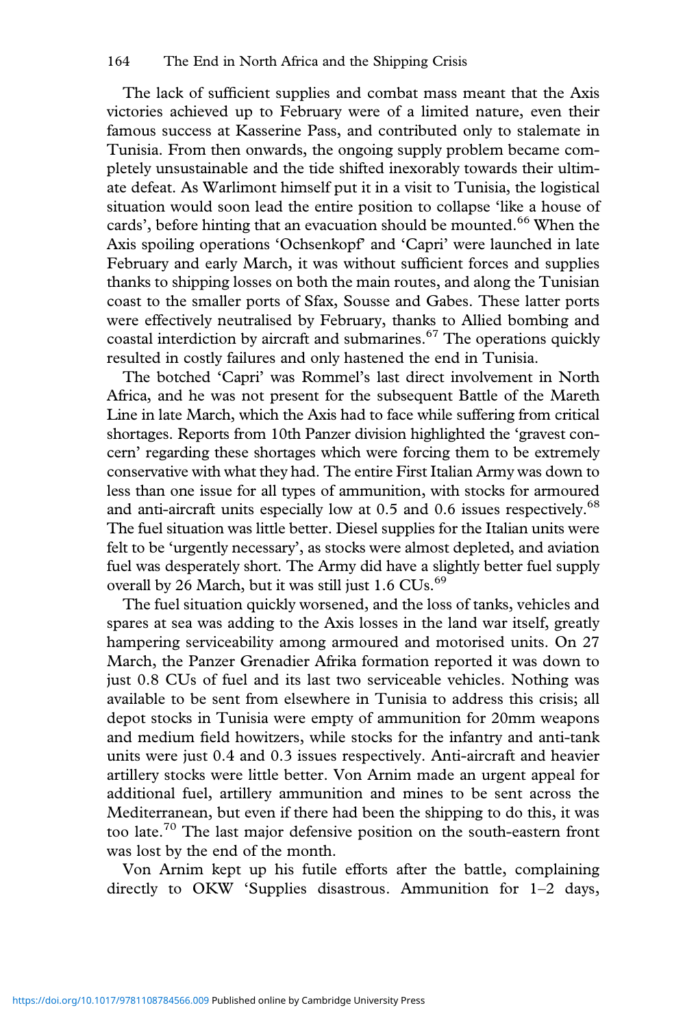The lack of sufficient supplies and combat mass meant that the Axis victories achieved up to February were of a limited nature, even their famous success at Kasserine Pass, and contributed only to stalemate in Tunisia. From then onwards, the ongoing supply problem became completely unsustainable and the tide shifted inexorably towards their ultimate defeat. As Warlimont himself put it in a visit to Tunisia, the logistical situation would soon lead the entire position to collapse 'like a house of cards', before hinting that an evacuation should be mounted.[66] When the Axis spoiling operations 'Ochsenkopf' and 'Capri' were launched in late February and early March, it was without sufficient forces and supplies thanks to shipping losses on both the main routes, and along the Tunisian coast to the smaller ports of Sfax, Sousse and Gabes. These latter ports were effectively neutralised by February, thanks to Allied bombing and coastal interdiction by aircraft and submarines.[67] The operations quickly resulted in costly failures and only hastened the end in Tunisia.

The botched 'Capri' was Rommel's last direct involvement in North Africa, and he was not present for the subsequent Battle of the Mareth Line in late March, which the Axis had to face while suffering from critical shortages. Reports from 10th Panzer division highlighted the 'gravest concern' regarding these shortages which were forcing them to be extremely conservative with what they had. The entire First Italian Army was down to less than one issue for all types of ammunition, with stocks for armoured and anti-aircraft units especially low at 0.5 and 0.6 issues respectively.[68] The fuel situation was little better. Diesel supplies for the Italian units were felt to be 'urgently necessary', as stocks were almost depleted, and aviation fuel was desperately short. The Army did have a slightly better fuel supply overall by 26 March, but it was still just 1.6 CUs.[69]

The fuel situation quickly worsened, and the loss of tanks, vehicles and spares at sea was adding to the Axis losses in the land war itself, greatly hampering serviceability among armoured and motorised units. On 27 March, the Panzer Grenadier Afrika formation reported it was down to just 0.8 CUs of fuel and its last two serviceable vehicles. Nothing was available to be sent from elsewhere in Tunisia to address this crisis; all depot stocks in Tunisia were empty of ammunition for 20mm weapons and medium field howitzers, while stocks for the infantry and anti-tank units were just 0.4 and 0.3 issues respectively. Anti-aircraft and heavier artillery stocks were little better. Von Arnim made an urgent appeal for additional fuel, artillery ammunition and mines to be sent across the Mediterranean, but even if there had been the shipping to do this, it was too late.[70] The last major defensive position on the south-eastern front was lost by the end of the month.

Von Arnim kept up his futile efforts after the battle, complaining directly to OKW 'Supplies disastrous. Ammunition for 1–2 days,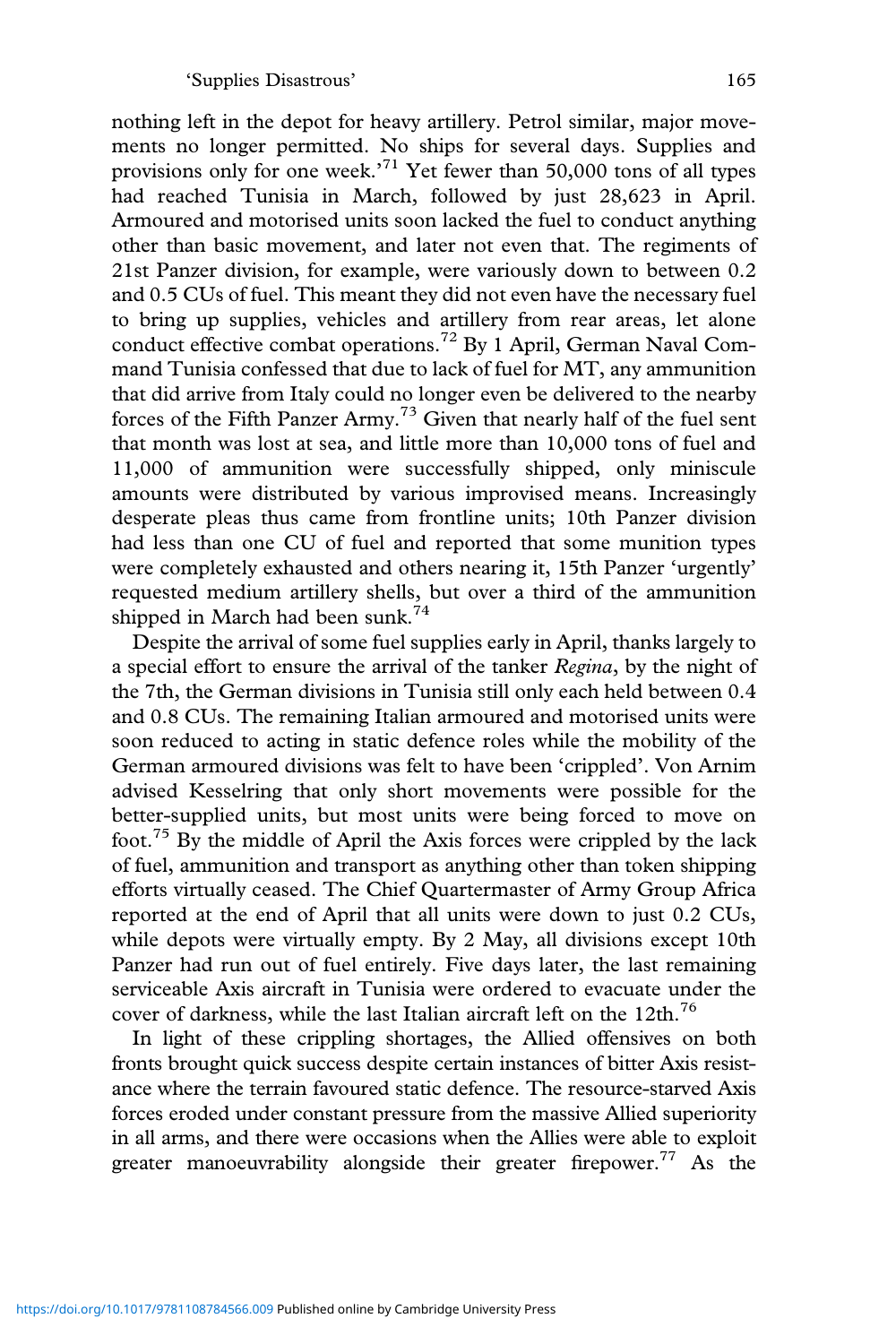nothing left in the depot for heavy artillery. Petrol similar, major movements no longer permitted. No ships for several days. Supplies and provisions only for one week.'[71] Yet fewer than 50,000 tons of all types had reached Tunisia in March, followed by just 28,623 in April. Armoured and motorised units soon lacked the fuel to conduct anything other than basic movement, and later not even that. The regiments of 21st Panzer division, for example, were variously down to between 0.2 and 0.5 CUs of fuel. This meant they did not even have the necessary fuel to bring up supplies, vehicles and artillery from rear areas, let alone conduct effective combat operations.[72] By 1 April, German Naval Command Tunisia confessed that due to lack of fuel for MT, any ammunition that did arrive from Italy could no longer even be delivered to the nearby forces of the Fifth Panzer Army.[73] Given that nearly half of the fuel sent that month was lost at sea, and little more than 10,000 tons of fuel and 11,000 of ammunition were successfully shipped, only miniscule amounts were distributed by various improvised means. Increasingly desperate pleas thus came from frontline units; 10th Panzer division had less than one CU of fuel and reported that some munition types were completely exhausted and others nearing it, 15th Panzer 'urgently' requested medium artillery shells, but over a third of the ammunition shipped in March had been sunk.[74]

Despite the arrival of some fuel supplies early in April, thanks largely to a special effort to ensure the arrival of the tanker *Regina*, by the night of the 7th, the German divisions in Tunisia still only each held between 0.4 and 0.8 CUs. The remaining Italian armoured and motorised units were soon reduced to acting in static defence roles while the mobility of the German armoured divisions was felt to have been 'crippled'. Von Arnim advised Kesselring that only short movements were possible for the better-supplied units, but most units were being forced to move on foot.[75] By the middle of April the Axis forces were crippled by the lack of fuel, ammunition and transport as anything other than token shipping efforts virtually ceased. The Chief Quartermaster of Army Group Africa reported at the end of April that all units were down to just 0.2 CUs, while depots were virtually empty. By 2 May, all divisions except 10th Panzer had run out of fuel entirely. Five days later, the last remaining serviceable Axis aircraft in Tunisia were ordered to evacuate under the cover of darkness, while the last Italian aircraft left on the 12th.[76]

In light of these crippling shortages, the Allied offensives on both fronts brought quick success despite certain instances of bitter Axis resistance where the terrain favoured static defence. The resource-starved Axis forces eroded under constant pressure from the massive Allied superiority in all arms, and there were occasions when the Allies were able to exploit greater manoeuvrability alongside their greater firepower.[77] As the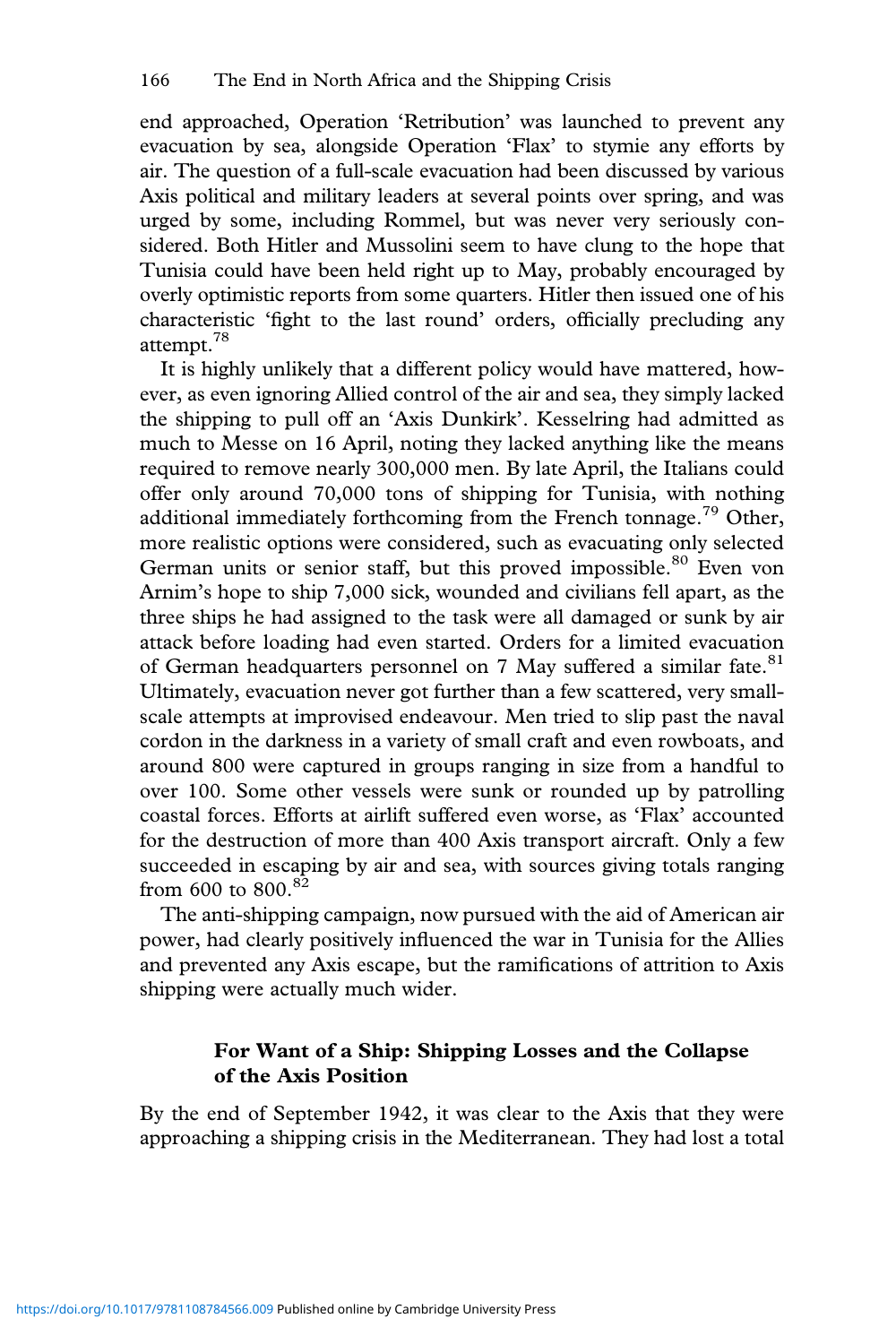end approached, Operation 'Retribution' was launched to prevent any evacuation by sea, alongside Operation 'Flax' to stymie any efforts by air. The question of a full-scale evacuation had been discussed by various Axis political and military leaders at several points over spring, and was urged by some, including Rommel, but was never very seriously considered. Both Hitler and Mussolini seem to have clung to the hope that Tunisia could have been held right up to May, probably encouraged by overly optimistic reports from some quarters. Hitler then issued one of his characteristic 'fight to the last round' orders, officially precluding any attempt.[78]

It is highly unlikely that a different policy would have mattered, however, as even ignoring Allied control of the air and sea, they simply lacked the shipping to pull off an 'Axis Dunkirk'. Kesselring had admitted as much to Messe on 16 April, noting they lacked anything like the means required to remove nearly 300,000 men. By late April, the Italians could offer only around 70,000 tons of shipping for Tunisia, with nothing additional immediately forthcoming from the French tonnage.[79] Other, more realistic options were considered, such as evacuating only selected German units or senior staff, but this proved impossible.[80] Even von Arnim's hope to ship 7,000 sick, wounded and civilians fell apart, as the three ships he had assigned to the task were all damaged or sunk by air attack before loading had even started. Orders for a limited evacuation of German headquarters personnel on 7 May suffered a similar fate.[81] Ultimately, evacuation never got further than a few scattered, very small-scale attempts at improvised endeavour. Men tried to slip past the naval cordon in the darkness in a variety of small craft and even rowboats, and around 800 were captured in groups ranging in size from a handful to over 100. Some other vessels were sunk or rounded up by patrolling coastal forces. Efforts at airlift suffered even worse, as 'Flax' accounted for the destruction of more than 400 Axis transport aircraft. Only a few succeeded in escaping by air and sea, with sources giving totals ranging from 600 to 800.[82]

The anti-shipping campaign, now pursued with the aid of American air power, had clearly positively influenced the war in Tunisia for the Allies and prevented any Axis escape, but the ramifications of attrition to Axis shipping were actually much wider.

## For Want of a Ship: Shipping Losses and the Collapse of the Axis Position

By the end of September 1942, it was clear to the Axis that they were approaching a shipping crisis in the Mediterranean. They had lost a total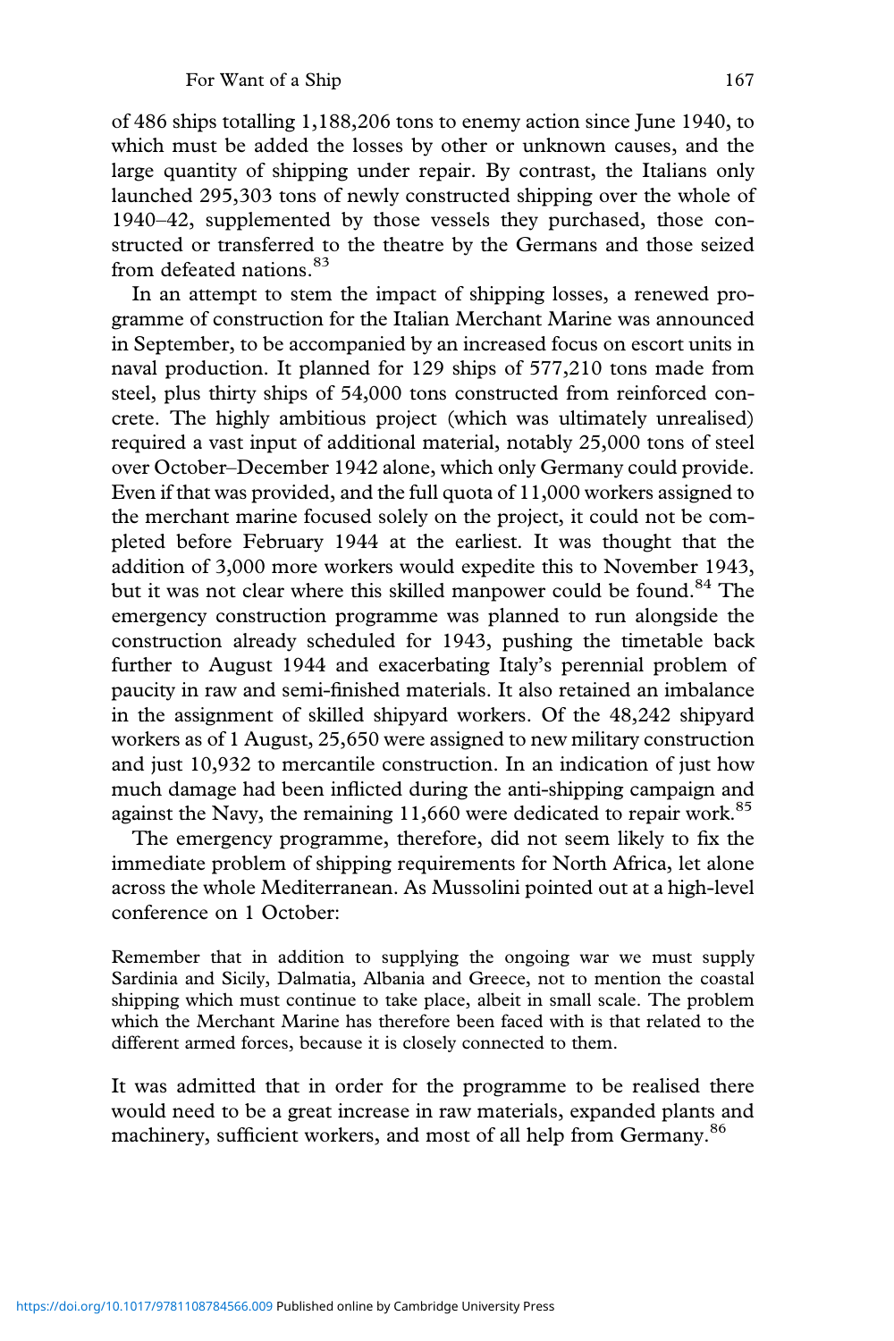of 486 ships totalling 1,188,206 tons to enemy action since June 1940, to which must be added the losses by other or unknown causes, and the large quantity of shipping under repair. By contrast, the Italians only launched 295,303 tons of newly constructed shipping over the whole of 1940–42, supplemented by those vessels they purchased, those constructed or transferred to the theatre by the Germans and those seized from defeated nations.[83]

In an attempt to stem the impact of shipping losses, a renewed programme of construction for the Italian Merchant Marine was announced in September, to be accompanied by an increased focus on escort units in naval production. It planned for 129 ships of 577,210 tons made from steel, plus thirty ships of 54,000 tons constructed from reinforced concrete. The highly ambitious project (which was ultimately unrealised) required a vast input of additional material, notably 25,000 tons of steel over October–December 1942 alone, which only Germany could provide. Even if that was provided, and the full quota of 11,000 workers assigned to the merchant marine focused solely on the project, it could not be completed before February 1944 at the earliest. It was thought that the addition of 3,000 more workers would expedite this to November 1943, but it was not clear where this skilled manpower could be found.[84] The emergency construction programme was planned to run alongside the construction already scheduled for 1943, pushing the timetable back further to August 1944 and exacerbating Italy's perennial problem of paucity in raw and semi-finished materials. It also retained an imbalance in the assignment of skilled shipyard workers. Of the 48,242 shipyard workers as of 1 August, 25,650 were assigned to new military construction and just 10,932 to mercantile construction. In an indication of just how much damage had been inflicted during the anti-shipping campaign and against the Navy, the remaining 11,660 were dedicated to repair work.[85]

The emergency programme, therefore, did not seem likely to fix the immediate problem of shipping requirements for North Africa, let alone across the whole Mediterranean. As Mussolini pointed out at a high-level conference on 1 October:

> Remember that in addition to supplying the ongoing war we must supply Sardinia and Sicily, Dalmatia, Albania and Greece, not to mention the coastal shipping which must continue to take place, albeit in small scale. The problem which the Merchant Marine has therefore been faced with is that related to the different armed forces, because it is closely connected to them.

It was admitted that in order for the programme to be realised there would need to be a great increase in raw materials, expanded plants and machinery, sufficient workers, and most of all help from Germany.[86]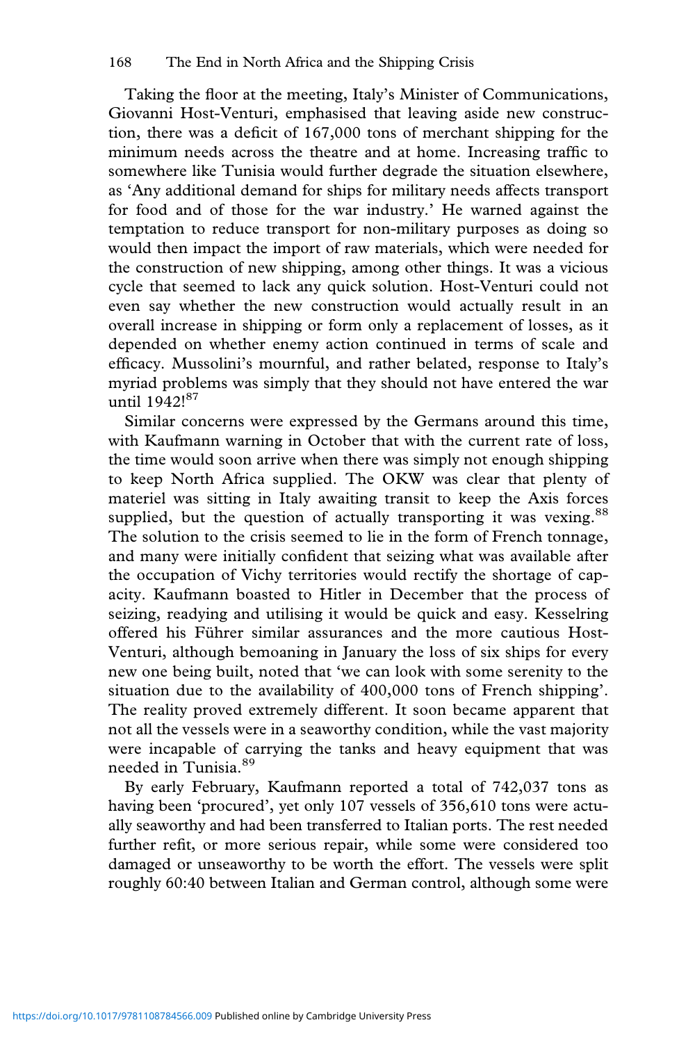Taking the floor at the meeting, Italy's Minister of Communications, Giovanni Host-Venturi, emphasised that leaving aside new construction, there was a deficit of 167,000 tons of merchant shipping for the minimum needs across the theatre and at home. Increasing traffic to somewhere like Tunisia would further degrade the situation elsewhere, as 'Any additional demand for ships for military needs affects transport for food and of those for the war industry.' He warned against the temptation to reduce transport for non-military purposes as doing so would then impact the import of raw materials, which were needed for the construction of new shipping, among other things. It was a vicious cycle that seemed to lack any quick solution. Host-Venturi could not even say whether the new construction would actually result in an overall increase in shipping or form only a replacement of losses, as it depended on whether enemy action continued in terms of scale and efficacy. Mussolini's mournful, and rather belated, response to Italy's myriad problems was simply that they should not have entered the war until 1942![87]

Similar concerns were expressed by the Germans around this time, with Kaufmann warning in October that with the current rate of loss, the time would soon arrive when there was simply not enough shipping to keep North Africa supplied. The OKW was clear that plenty of materiel was sitting in Italy awaiting transit to keep the Axis forces supplied, but the question of actually transporting it was vexing.[88] The solution to the crisis seemed to lie in the form of French tonnage, and many were initially confident that seizing what was available after the occupation of Vichy territories would rectify the shortage of capacity. Kaufmann boasted to Hitler in December that the process of seizing, readying and utilising it would be quick and easy. Kesselring offered his Führer similar assurances and the more cautious Host-Venturi, although bemoaning in January the loss of six ships for every new one being built, noted that 'we can look with some serenity to the situation due to the availability of 400,000 tons of French shipping'. The reality proved extremely different. It soon became apparent that not all the vessels were in a seaworthy condition, while the vast majority were incapable of carrying the tanks and heavy equipment that was needed in Tunisia.[89]

By early February, Kaufmann reported a total of 742,037 tons as having been 'procured', yet only 107 vessels of 356,610 tons were actually seaworthy and had been transferred to Italian ports. The rest needed further refit, or more serious repair, while some were considered too damaged or unseaworthy to be worth the effort. The vessels were split roughly 60:40 between Italian and German control, although some were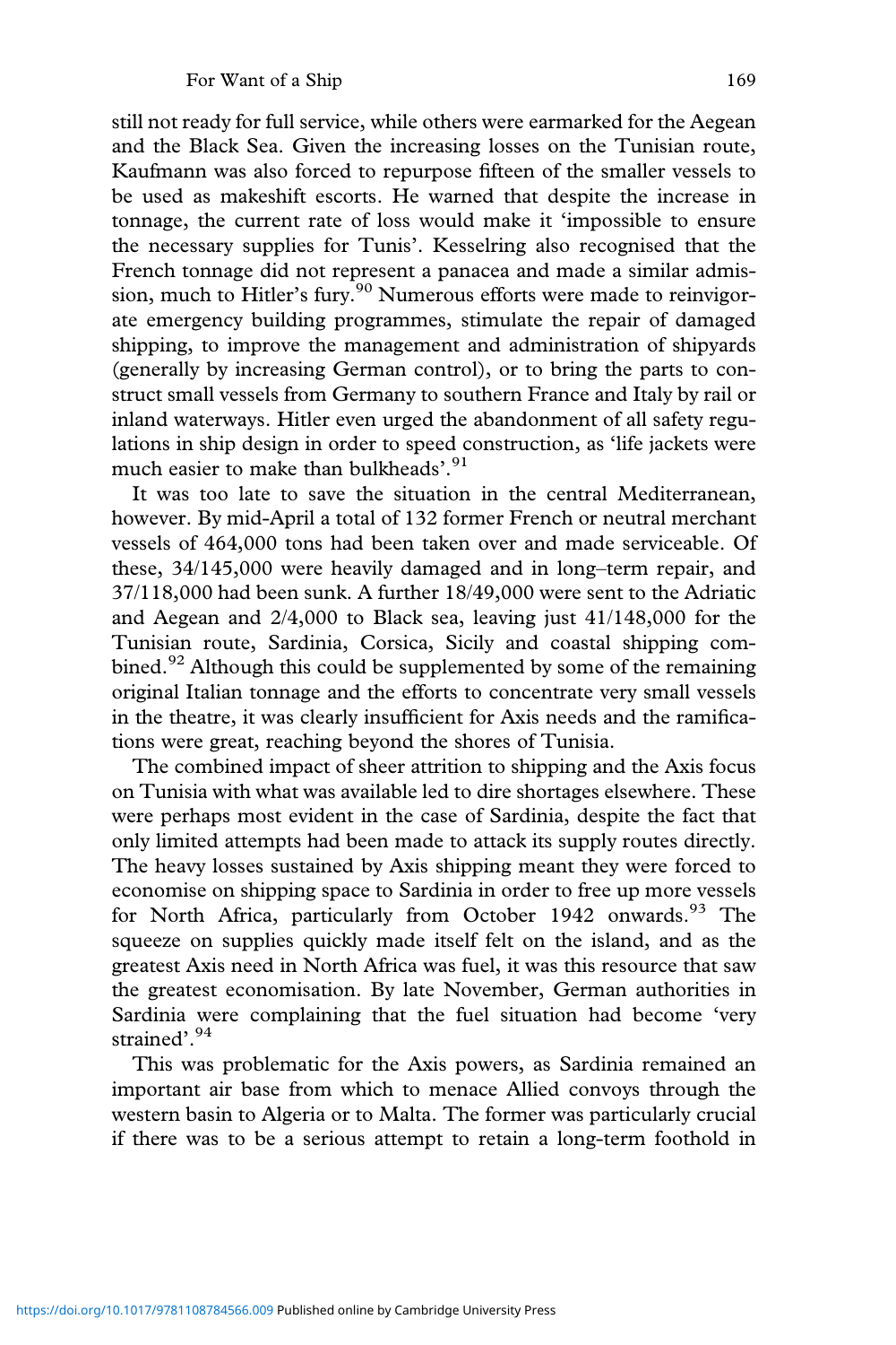still not ready for full service, while others were earmarked for the Aegean and the Black Sea. Given the increasing losses on the Tunisian route, Kaufmann was also forced to repurpose fifteen of the smaller vessels to be used as makeshift escorts. He warned that despite the increase in tonnage, the current rate of loss would make it 'impossible to ensure the necessary supplies for Tunis'. Kesselring also recognised that the French tonnage did not represent a panacea and made a similar admission, much to Hitler's fury.[90] Numerous efforts were made to reinvigorate emergency building programmes, stimulate the repair of damaged shipping, to improve the management and administration of shipyards (generally by increasing German control), or to bring the parts to construct small vessels from Germany to southern France and Italy by rail or inland waterways. Hitler even urged the abandonment of all safety regulations in ship design in order to speed construction, as 'life jackets were much easier to make than bulkheads'.[91]

It was too late to save the situation in the central Mediterranean, however. By mid-April a total of 132 former French or neutral merchant vessels of 464,000 tons had been taken over and made serviceable. Of these, 34/145,000 were heavily damaged and in long–term repair, and 37/118,000 had been sunk. A further 18/49,000 were sent to the Adriatic and Aegean and 2/4,000 to Black sea, leaving just 41/148,000 for the Tunisian route, Sardinia, Corsica, Sicily and coastal shipping combined.[92] Although this could be supplemented by some of the remaining original Italian tonnage and the efforts to concentrate very small vessels in the theatre, it was clearly insufficient for Axis needs and the ramifications were great, reaching beyond the shores of Tunisia.

The combined impact of sheer attrition to shipping and the Axis focus on Tunisia with what was available led to dire shortages elsewhere. These were perhaps most evident in the case of Sardinia, despite the fact that only limited attempts had been made to attack its supply routes directly. The heavy losses sustained by Axis shipping meant they were forced to economise on shipping space to Sardinia in order to free up more vessels for North Africa, particularly from October 1942 onwards.[93] The squeeze on supplies quickly made itself felt on the island, and as the greatest Axis need in North Africa was fuel, it was this resource that saw the greatest economisation. By late November, German authorities in Sardinia were complaining that the fuel situation had become 'very strained'.[94]

This was problematic for the Axis powers, as Sardinia remained an important air base from which to menace Allied convoys through the western basin to Algeria or to Malta. The former was particularly crucial if there was to be a serious attempt to retain a long-term foothold in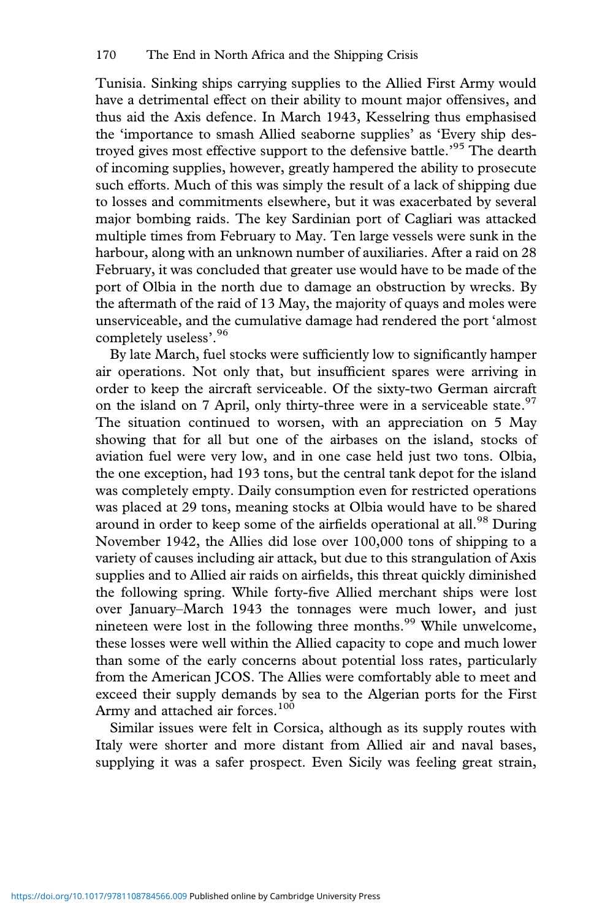Tunisia. Sinking ships carrying supplies to the Allied First Army would have a detrimental effect on their ability to mount major offensives, and thus aid the Axis defence. In March 1943, Kesselring thus emphasised the 'importance to smash Allied seaborne supplies' as 'Every ship destroyed gives most effective support to the defensive battle.'[95] The dearth of incoming supplies, however, greatly hampered the ability to prosecute such efforts. Much of this was simply the result of a lack of shipping due to losses and commitments elsewhere, but it was exacerbated by several major bombing raids. The key Sardinian port of Cagliari was attacked multiple times from February to May. Ten large vessels were sunk in the harbour, along with an unknown number of auxiliaries. After a raid on 28 February, it was concluded that greater use would have to be made of the port of Olbia in the north due to damage an obstruction by wrecks. By the aftermath of the raid of 13 May, the majority of quays and moles were unserviceable, and the cumulative damage had rendered the port 'almost completely useless'.[96]

By late March, fuel stocks were sufficiently low to significantly hamper air operations. Not only that, but insufficient spares were arriving in order to keep the aircraft serviceable. Of the sixty-two German aircraft on the island on 7 April, only thirty-three were in a serviceable state.[97] The situation continued to worsen, with an appreciation on 5 May showing that for all but one of the airbases on the island, stocks of aviation fuel were very low, and in one case held just two tons. Olbia, the one exception, had 193 tons, but the central tank depot for the island was completely empty. Daily consumption even for restricted operations was placed at 29 tons, meaning stocks at Olbia would have to be shared around in order to keep some of the airfields operational at all.[98] During November 1942, the Allies did lose over 100,000 tons of shipping to a variety of causes including air attack, but due to this strangulation of Axis supplies and to Allied air raids on airfields, this threat quickly diminished the following spring. While forty-five Allied merchant ships were lost over January–March 1943 the tonnages were much lower, and just nineteen were lost in the following three months.[99] While unwelcome, these losses were well within the Allied capacity to cope and much lower than some of the early concerns about potential loss rates, particularly from the American JCOS. The Allies were comfortably able to meet and exceed their supply demands by sea to the Algerian ports for the First Army and attached air forces.[100]

Similar issues were felt in Corsica, although as its supply routes with Italy were shorter and more distant from Allied air and naval bases, supplying it was a safer prospect. Even Sicily was feeling great strain,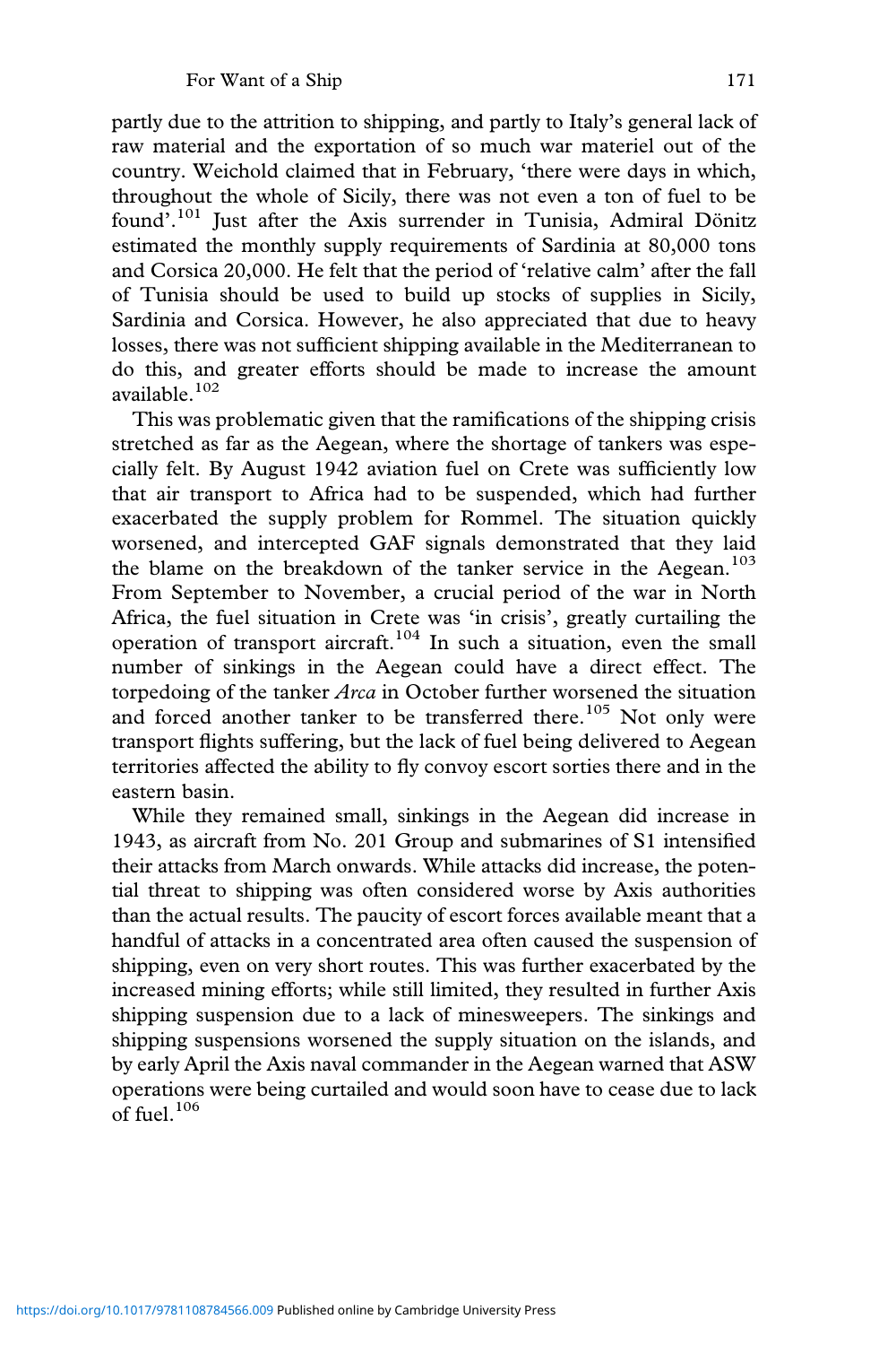partly due to the attrition to shipping, and partly to Italy's general lack of raw material and the exportation of so much war materiel out of the country. Weichold claimed that in February, 'there were days in which, throughout the whole of Sicily, there was not even a ton of fuel to be found'.[101] Just after the Axis surrender in Tunisia, Admiral Dönitz estimated the monthly supply requirements of Sardinia at 80,000 tons and Corsica 20,000. He felt that the period of 'relative calm' after the fall of Tunisia should be used to build up stocks of supplies in Sicily, Sardinia and Corsica. However, he also appreciated that due to heavy losses, there was not sufficient shipping available in the Mediterranean to do this, and greater efforts should be made to increase the amount available.[102]

This was problematic given that the ramifications of the shipping crisis stretched as far as the Aegean, where the shortage of tankers was especially felt. By August 1942 aviation fuel on Crete was sufficiently low that air transport to Africa had to be suspended, which had further exacerbated the supply problem for Rommel. The situation quickly worsened, and intercepted GAF signals demonstrated that they laid the blame on the breakdown of the tanker service in the Aegean.[103] From September to November, a crucial period of the war in North Africa, the fuel situation in Crete was 'in crisis', greatly curtailing the operation of transport aircraft.[104] In such a situation, even the small number of sinkings in the Aegean could have a direct effect. The torpedoing of the tanker *Arca* in October further worsened the situation and forced another tanker to be transferred there.[105] Not only were transport flights suffering, but the lack of fuel being delivered to Aegean territories affected the ability to fly convoy escort sorties there and in the eastern basin.

While they remained small, sinkings in the Aegean did increase in 1943, as aircraft from No. 201 Group and submarines of S1 intensified their attacks from March onwards. While attacks did increase, the potential threat to shipping was often considered worse by Axis authorities than the actual results. The paucity of escort forces available meant that a handful of attacks in a concentrated area often caused the suspension of shipping, even on very short routes. This was further exacerbated by the increased mining efforts; while still limited, they resulted in further Axis shipping suspension due to a lack of minesweepers. The sinkings and shipping suspensions worsened the supply situation on the islands, and by early April the Axis naval commander in the Aegean warned that ASW operations were being curtailed and would soon have to cease due to lack of fuel.[106]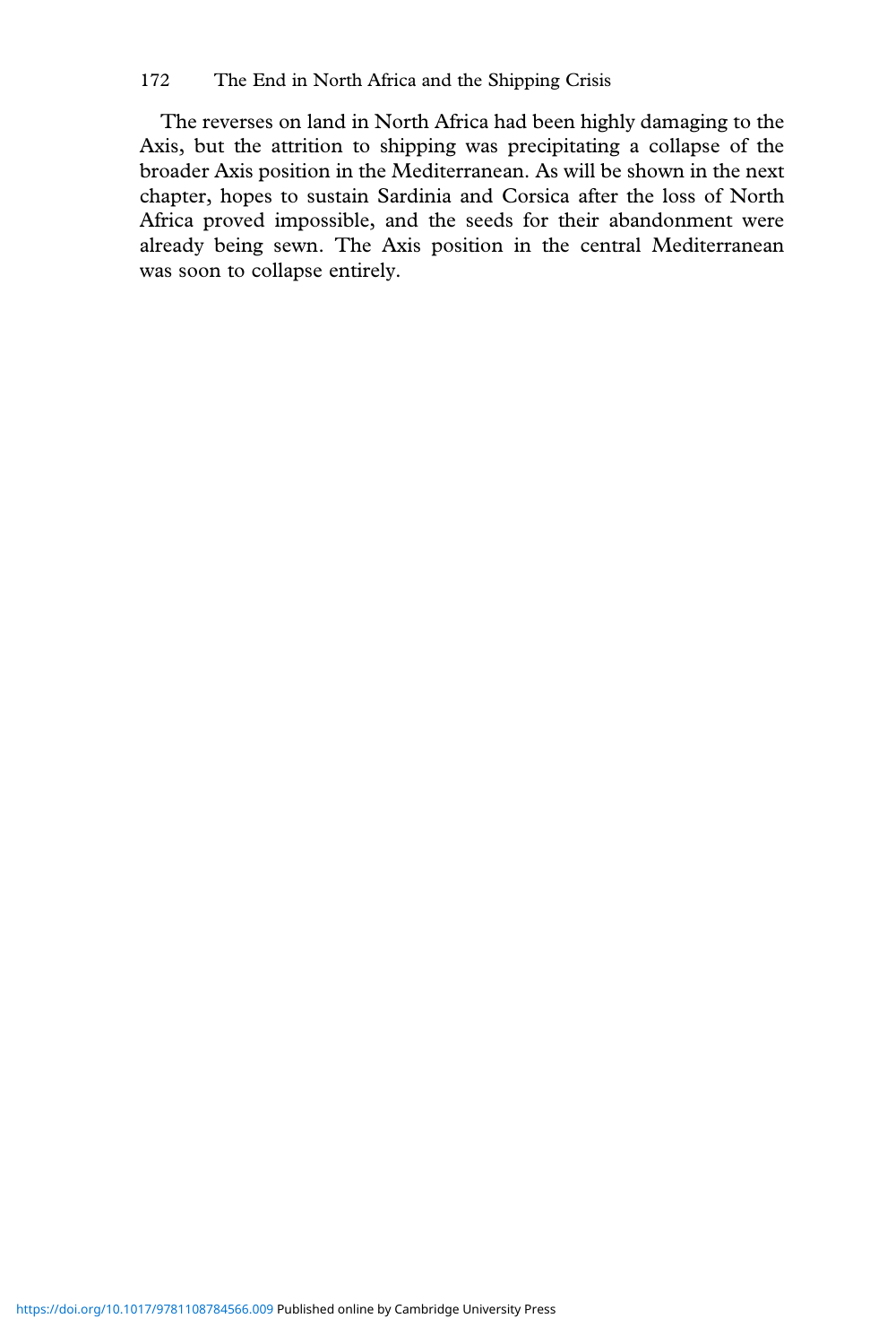The reverses on land in North Africa had been highly damaging to the Axis, but the attrition to shipping was precipitating a collapse of the broader Axis position in the Mediterranean. As will be shown in the next chapter, hopes to sustain Sardinia and Corsica after the loss of North Africa proved impossible, and the seeds for their abandonment were already being sewn. The Axis position in the central Mediterranean was soon to collapse entirely.